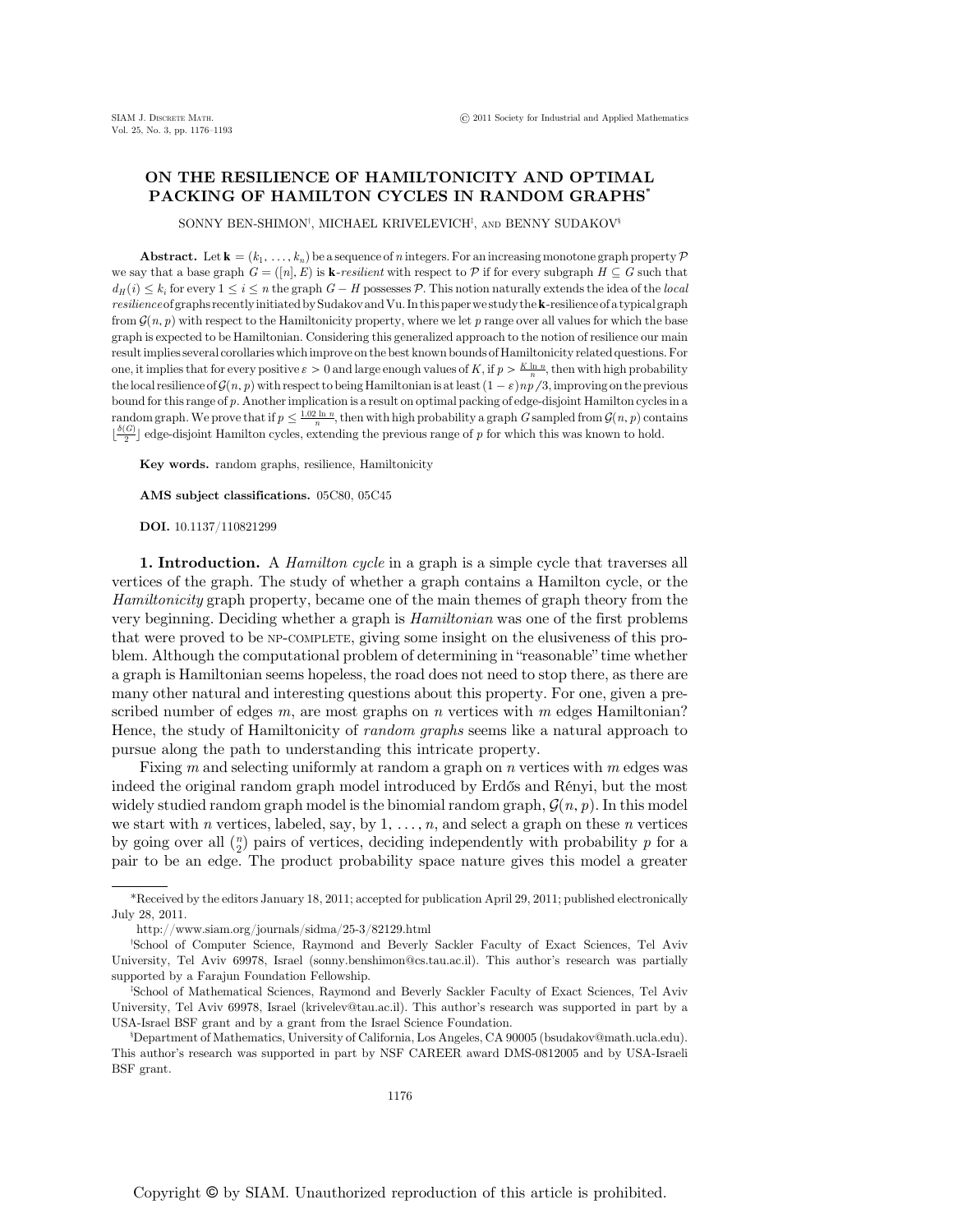# ON THE RESILIENCE OF HAMILTONICITY AND OPTIMAL PACKING OF HAMILTON CYCLES IN RANDOM GRAPHS*

SONNY BEN-SHIMON[†], MICHAEL KRIVELEVICH[‡], AND BENNY SUDAKOV[§]

**Abstract.** Let $\mathbf{k} = (k_1, \ldots, k_n)$ be a sequence of $n$ integers. For an increasing monotone graph property $\mathcal{P}$ we say that a base graph $G = ([n], E)$ is $\mathbf{k}$-*resilient* with respect to $\mathcal{P}$ if for every subgraph $H \subseteq G$ such that $d_H(i) \leq k_i$ for every $1 \leq i \leq n$ the graph $G - H$ possesses $\mathcal{P}$. This notion naturally extends the idea of the *local resilience* of graphs recently initiated by Sudakov and Vu. In this paper we study the $\mathbf{k}$-resilience of a typical graph from $\mathcal{G}(n,p)$ with respect to the Hamiltonicity property, where we let $p$ range over all values for which the base graph is expected to be Hamiltonian. Considering this generalized approach to the notion of resilience our main result implies several corollaries which improve on the best known bounds of Hamiltonicity related questions. For one, it implies that for every positive $\varepsilon > 0$ and large enough values of $K$, if $p > \frac{K \ln n}{n}$, then with high probability the local resilience of $\mathcal{G}(n,p)$ with respect to being Hamiltonian is at least $(1-\varepsilon)np/3$, improving on the previous bound for this range of $p$. Another implication is a result on optimal packing of edge-disjoint Hamilton cycles in a random graph. We prove that if $p \leq \frac{1.02 \ln n}{n}$, then with high probability a graph $G$ sampled from $\mathcal{G}(n,p)$ contains $\lfloor \frac{\delta(G)}{2} \rfloor$ edge-disjoint Hamilton cycles, extending the previous range of $p$ for which this was known to hold.

**Key words.** random graphs, resilience, Hamiltonicity

**AMS subject classifications.** 05C80, 05C45

**DOI.** 10.1137/110821299

## 1. Introduction.

A *Hamilton cycle* in a graph is a simple cycle that traverses all vertices of the graph. The study of whether a graph contains a Hamilton cycle, or the *Hamiltonicity* graph property, became one of the main themes of graph theory from the very beginning. Deciding whether a graph is *Hamiltonian* was one of the first problems that were proved to be NP-COMPLETE, giving some insight on the elusiveness of this problem. Although the computational problem of determining in "reasonable" time whether a graph is Hamiltonian seems hopeless, the road does not need to stop there, as there are many other natural and interesting questions about this property. For one, given a prescribed number of edges $m$, are most graphs on $n$ vertices with $m$ edges Hamiltonian? Hence, the study of Hamiltonicity of *random graphs* seems like a natural approach to pursue along the path to understanding this intricate property.

Fixing $m$ and selecting uniformly at random a graph on $n$ vertices with $m$ edges was indeed the original random graph model introduced by Erdős and Rényi, but the most widely studied random graph model is the binomial random graph, $\mathcal{G}(n,p)$. In this model we start with $n$ vertices, labeled, say, by $1, \ldots, n$, and select a graph on these $n$ vertices by going over all $\binom{n}{2}$ pairs of vertices, deciding independently with probability $p$ for a pair to be an edge. The product probability space nature gives this model a greater

---

*Received by the editors January 18, 2011; accepted for publication April 29, 2011; published electronically July 28, 2011.

http://www.siam.org/journals/sidma/25-3/82129.html

[†]School of Computer Science, Raymond and Beverly Sackler Faculty of Exact Sciences, Tel Aviv University, Tel Aviv 69978, Israel (sonny.benshimon@cs.tau.ac.il). This author's research was partially supported by a Farajun Foundation Fellowship.

[‡]School of Mathematical Sciences, Raymond and Beverly Sackler Faculty of Exact Sciences, Tel Aviv University, Tel Aviv 69978, Israel (krivelev@tau.ac.il). This author's research was supported in part by a USA-Israel BSF grant and by a grant from the Israel Science Foundation.

[§]Department of Mathematics, University of California, Los Angeles, CA 90005 (bsudakov@math.ucla.edu). This author's research was supported in part by NSF CAREER award DMS-0812005 and by USA-Israeli BSF grant.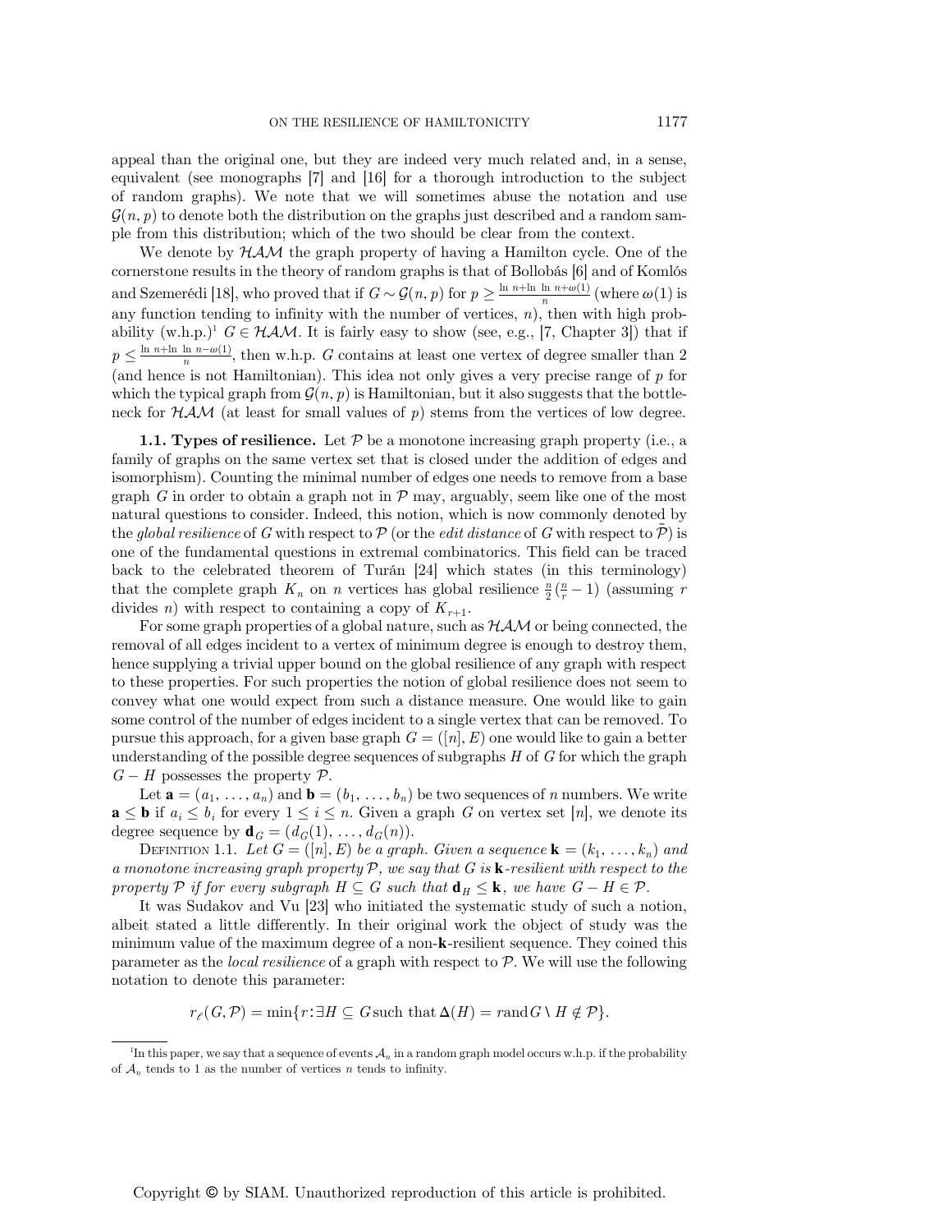appeal than the original one, but they are indeed very much related and, in a sense, equivalent (see monographs [7] and [16] for a thorough introduction to the subject of random graphs). We note that we will sometimes abuse the notation and use $\mathcal{G}(n, p)$ to denote both the distribution on the graphs just described and a random sample from this distribution; which of the two should be clear from the context.

We denote by $\mathcal{HAM}$ the graph property of having a Hamilton cycle. One of the cornerstone results in the theory of random graphs is that of Bollobás [6] and of Komlós and Szemerédi [18], who proved that if $G \sim \mathcal{G}(n, p)$ for $p \geq \frac{\ln n + \ln \ln n + \omega(1)}{n}$ (where $\omega(1)$ is any function tending to infinity with the number of vertices, $n$), then with high probability (w.h.p.)[1] $G \in \mathcal{HAM}$. It is fairly easy to show (see, e.g., [7, Chapter 3]) that if $p \leq \frac{\ln n + \ln \ln n - \omega(1)}{n}$, then w.h.p. $G$ contains at least one vertex of degree smaller than 2 (and hence is not Hamiltonian). This idea not only gives a very precise range of $p$ for which the typical graph from $\mathcal{G}(n, p)$ is Hamiltonian, but it also suggests that the bottleneck for $\mathcal{HAM}$ (at least for small values of $p$) stems from the vertices of low degree.

**1.1. Types of resilience.** Let $\mathcal{P}$ be a monotone increasing graph property (i.e., a family of graphs on the same vertex set that is closed under the addition of edges and isomorphism). Counting the minimal number of edges one needs to remove from a base graph $G$ in order to obtain a graph not in $\mathcal{P}$ may, arguably, seem like one of the most natural questions to consider. Indeed, this notion, which is now commonly denoted by the *global resilience* of $G$ with respect to $\mathcal{P}$ (or the *edit distance* of $G$ with respect to $\bar{\mathcal{P}}$) is one of the fundamental questions in extremal combinatorics. This field can be traced back to the celebrated theorem of Turán [24] which states (in this terminology) that the complete graph $K_n$ on $n$ vertices has global resilience $\frac{n}{2}(\frac{n}{r} - 1)$ (assuming $r$ divides $n$) with respect to containing a copy of $K_{r+1}$.

For some graph properties of a global nature, such as $\mathcal{HAM}$ or being connected, the removal of all edges incident to a vertex of minimum degree is enough to destroy them, hence supplying a trivial upper bound on the global resilience of any graph with respect to these properties. For such properties the notion of global resilience does not seem to convey what one would expect from such a distance measure. One would like to gain some control of the number of edges incident to a single vertex that can be removed. To pursue this approach, for a given base graph $G = ([n], E)$ one would like to gain a better understanding of the possible degree sequences of subgraphs $H$ of $G$ for which the graph $G - H$ possesses the property $\mathcal{P}$.

Let $\mathbf{a} = (a_1, \ldots, a_n)$ and $\mathbf{b} = (b_1, \ldots, b_n)$ be two sequences of $n$ numbers. We write $\mathbf{a} \leq \mathbf{b}$ if $a_i \leq b_i$ for every $1 \leq i \leq n$. Given a graph $G$ on vertex set $[n]$, we denote its degree sequence by $\mathbf{d}_G = (d_G(1), \ldots, d_G(n))$.

Definition 1.1. *Let $G = ([n], E)$ be a graph. Given a sequence $\mathbf{k} = (k_1, \ldots, k_n)$ and a monotone increasing graph property $\mathcal{P}$, we say that $G$ is $\mathbf{k}$-resilient with respect to the property $\mathcal{P}$ if for every subgraph $H \subseteq G$ such that $\mathbf{d}_H \leq \mathbf{k}$, we have $G - H \in \mathcal{P}$.*

It was Sudakov and Vu [23] who initiated the systematic study of such a notion, albeit stated a little differently. In their original work the object of study was the minimum value of the maximum degree of a non-$\mathbf{k}$-resilient sequence. They coined this parameter as the *local resilience* of a graph with respect to $\mathcal{P}$. We will use the following notation to denote this parameter:

$$r_\ell(G, \mathcal{P}) = \min\{r : \exists H \subseteq G \text{ such that } \Delta(H) = r \text{ and } G \setminus H \notin \mathcal{P}\}.$$

[1] In this paper, we say that a sequence of events $\mathcal{A}_n$ in a random graph model occurs w.h.p. if the probability of $\mathcal{A}_n$ tends to 1 as the number of vertices $n$ tends to infinity.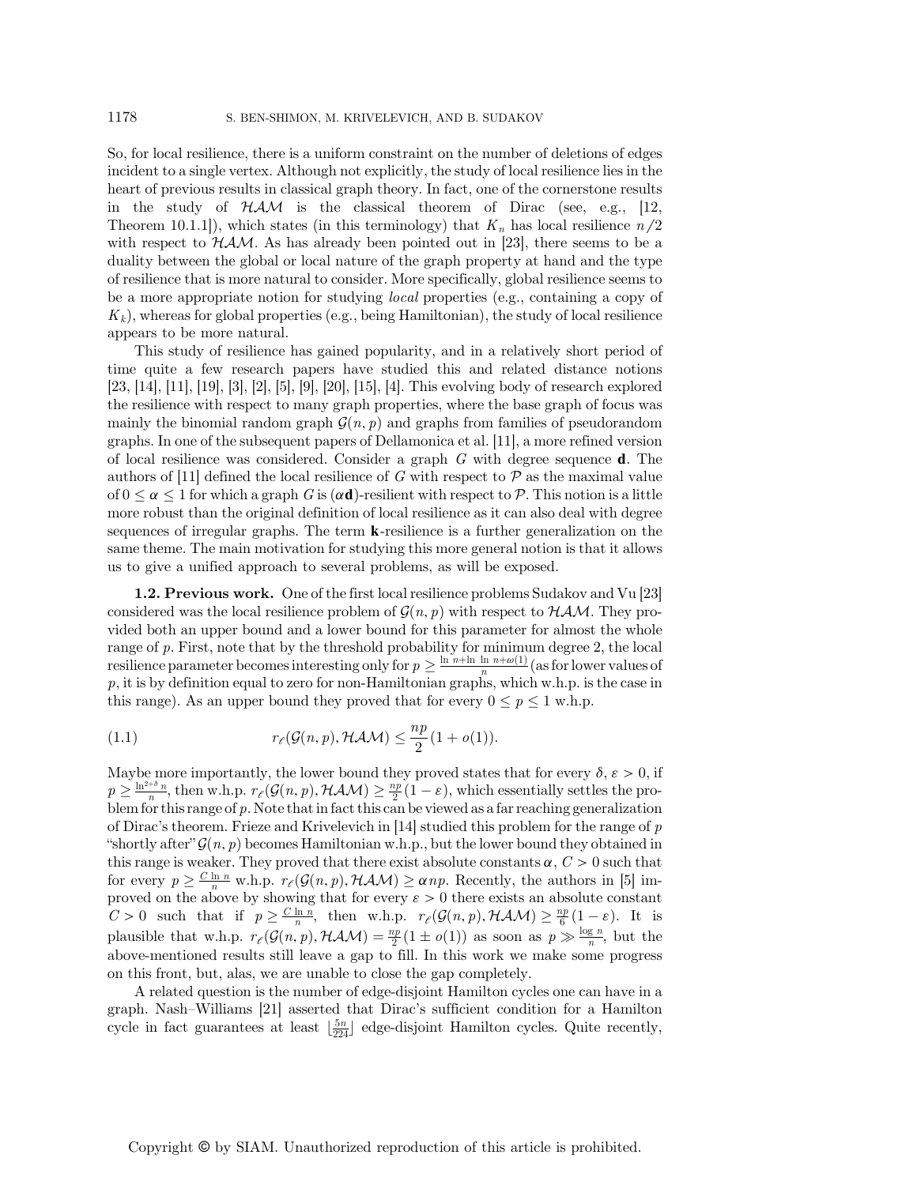So, for local resilience, there is a uniform constraint on the number of deletions of edges incident to a single vertex. Although not explicitly, the study of local resilience lies in the heart of previous results in classical graph theory. In fact, one of the cornerstone results in the study of $\mathcal{HAM}$ is the classical theorem of Dirac (see, e.g., [12, Theorem 10.1.1]), which states (in this terminology) that $K_n$ has local resilience $n/2$ with respect to $\mathcal{HAM}$. As has already been pointed out in [23], there seems to be a duality between the global or local nature of the graph property at hand and the type of resilience that is more natural to consider. More specifically, global resilience seems to be a more appropriate notion for studying *local* properties (e.g., containing a copy of $K_k$), whereas for global properties (e.g., being Hamiltonian), the study of local resilience appears to be more natural.

This study of resilience has gained popularity, and in a relatively short period of time quite a few research papers have studied this and related distance notions [23], [14], [11], [19], [3], [2], [5], [9], [20], [15], [4]. This evolving body of research explored the resilience with respect to many graph properties, where the base graph of focus was mainly the binomial random graph $\mathcal{G}(n,p)$ and graphs from families of pseudorandom graphs. In one of the subsequent papers of Dellamonica et al. [11], a more refined version of local resilience was considered. Consider a graph $G$ with degree sequence $\mathbf{d}$. The authors of [11] defined the local resilience of $G$ with respect to $\mathcal{P}$ as the maximal value of $0 \leq \alpha \leq 1$ for which a graph $G$ is $(\alpha\mathbf{d})$-resilient with respect to $\mathcal{P}$. This notion is a little more robust than the original definition of local resilience as it can also deal with degree sequences of irregular graphs. The term $\mathbf{k}$-resilience is a further generalization on the same theme. The main motivation for studying this more general notion is that it allows us to give a unified approach to several problems, as will be exposed.

**1.2. Previous work.** One of the first local resilience problems Sudakov and Vu [23] considered was the local resilience problem of $\mathcal{G}(n,p)$ with respect to $\mathcal{HAM}$. They provided both an upper bound and a lower bound for this parameter for almost the whole range of $p$. First, note that by the threshold probability for minimum degree 2, the local resilience parameter becomes interesting only for $p \geq \frac{\ln n + \ln\ \ln n + \omega(1)}{n}$ (as for lower values of $p$, it is by definition equal to zero for non-Hamiltonian graphs, which w.h.p. is the case in this range). As an upper bound they proved that for every $0 \leq p \leq 1$ w.h.p.

$$r_\ell(\mathcal{G}(n,p), \mathcal{HAM}) \leq \frac{np}{2}(1 + o(1)). \tag{1.1}$$

Maybe more importantly, the lower bound they proved states that for every $\delta, \varepsilon > 0$, if $p \geq \frac{\ln^{2+\delta} n}{n}$, then w.h.p. $r_\ell(\mathcal{G}(n,p), \mathcal{HAM}) \geq \frac{np}{2}(1-\varepsilon)$, which essentially settles the problem for this range of $p$. Note that in fact this can be viewed as a far reaching generalization of Dirac's theorem. Frieze and Krivelevich in [14] studied this problem for the range of $p$ "shortly after" $\mathcal{G}(n,p)$ becomes Hamiltonian w.h.p., but the lower bound they obtained in this range is weaker. They proved that there exist absolute constants $\alpha$, $C > 0$ such that for every $p \geq \frac{C \ln n}{n}$ w.h.p. $r_\ell(\mathcal{G}(n,p), \mathcal{HAM}) \geq \alpha np$. Recently, the authors in [5] improved on the above by showing that for every $\varepsilon > 0$ there exists an absolute constant $C > 0$ such that if $p \geq \frac{C \ln n}{n}$, then w.h.p. $r_\ell(\mathcal{G}(n,p), \mathcal{HAM}) \geq \frac{np}{6}(1-\varepsilon)$. It is plausible that w.h.p. $r_\ell(\mathcal{G}(n,p), \mathcal{HAM}) = \frac{np}{2}(1 \pm o(1))$ as soon as $p \gg \frac{\log n}{n}$, but the above-mentioned results still leave a gap to fill. In this work we make some progress on this front, but, alas, we are unable to close the gap completely.

A related question is the number of edge-disjoint Hamilton cycles one can have in a graph. Nash–Williams [21] asserted that Dirac's sufficient condition for a Hamilton cycle in fact guarantees at least $\lfloor \frac{5n}{224} \rfloor$ edge-disjoint Hamilton cycles. Quite recently,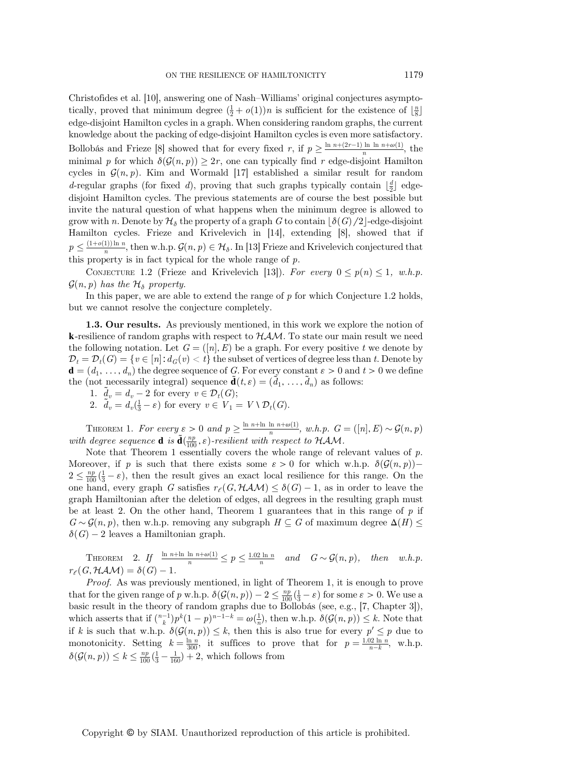Christofides et al. [10], answering one of Nash–Williams' original conjectures asymptotically, proved that minimum degree $(\frac{1}{2} + o(1))n$ is sufficient for the existence of $\lfloor \frac{n}{8} \rfloor$ edge-disjoint Hamilton cycles in a graph. When considering random graphs, the current knowledge about the packing of edge-disjoint Hamilton cycles is even more satisfactory. Bollobás and Frieze [8] showed that for every fixed $r$, if $p \geq \frac{\ln n + (2r-1) \ln \ln n + \omega(1)}{n}$, the minimal $p$ for which $\delta(\mathcal{G}(n,p)) \geq 2r$, one can typically find $r$ edge-disjoint Hamilton cycles in $\mathcal{G}(n,p)$. Kim and Wormald [17] established a similar result for random $d$-regular graphs (for fixed $d$), proving that such graphs typically contain $\lfloor \frac{d}{2} \rfloor$ edge-disjoint Hamilton cycles. The previous statements are of course the best possible but invite the natural question of what happens when the minimum degree is allowed to grow with $n$. Denote by $\mathcal{H}_\delta$ the property of a graph $G$ to contain $\lfloor \delta(G)/2 \rfloor$-edge-disjoint Hamilton cycles. Frieze and Krivelevich in [14], extending [8], showed that if $p \leq \frac{(1+o(1)) \ln n}{n}$, then w.h.p. $\mathcal{G}(n,p) \in \mathcal{H}_\delta$. In [13] Frieze and Krivelevich conjectured that this property is in fact typical for the whole range of $p$.

Conjecture 1.2 (Frieze and Krivelevich [13]). *For every $0 \leq p(n) \leq 1$, w.h.p. $\mathcal{G}(n,p)$ has the $\mathcal{H}_\delta$ property.*

In this paper, we are able to extend the range of $p$ for which Conjecture 1.2 holds, but we cannot resolve the conjecture completely.

### 1.3. Our results.

As previously mentioned, in this work we explore the notion of **k**-resilience of random graphs with respect to $\mathcal{HAM}$. To state our main result we need the following notation. Let $G = ([n], E)$ be a graph. For every positive $t$ we denote by $\mathcal{D}_t = \mathcal{D}_t(G) = \{v \in [n] : d_G(v) < t\}$ the subset of vertices of degree less than $t$. Denote by $\mathbf{d} = (d_1, \ldots, d_n)$ the degree sequence of $G$. For every constant $\varepsilon > 0$ and $t > 0$ we define the (not necessarily integral) sequence $\tilde{\mathbf{d}}(t, \varepsilon) = (\tilde{d}_1, \ldots, \tilde{d}_n)$ as follows:

1. $\tilde{d}_v = d_v - 2$ for every $v \in \mathcal{D}_t(G)$;
2. $\tilde{d}_v = d_v(\frac{1}{3} - \varepsilon)$ for every $v \in V_1 = V \setminus \mathcal{D}_t(G)$.

Theorem 1. *For every $\varepsilon > 0$ and $p \geq \frac{\ln n + \ln \ln n + \omega(1)}{n}$, w.h.p. $G = ([n], E) \sim \mathcal{G}(n,p)$ with degree sequence $\mathbf{d}$ is $\tilde{\mathbf{d}}(\frac{np}{100}, \varepsilon)$-resilient with respect to $\mathcal{HAM}$.*

Note that Theorem 1 essentially covers the whole range of relevant values of $p$. Moreover, if $p$ is such that there exists some $\varepsilon > 0$ for which w.h.p. $\delta(\mathcal{G}(n,p)) - 2 \leq \frac{np}{100}(\frac{1}{3} - \varepsilon)$, then the result gives an exact local resilience for this range. On the one hand, every graph $G$ satisfies $r_\ell(G, \mathcal{HAM}) \leq \delta(G) - 1$, as in order to leave the graph Hamiltonian after the deletion of edges, all degrees in the resulting graph must be at least 2. On the other hand, Theorem 1 guarantees that in this range of $p$ if $G \sim \mathcal{G}(n,p)$, then w.h.p. removing any subgraph $H \subseteq G$ of maximum degree $\Delta(H) \leq \delta(G) - 2$ leaves a Hamiltonian graph.

Theorem 2. *If $\frac{\ln n + \ln \ln n + \omega(1)}{n} \leq p \leq \frac{1.02 \ln n}{n}$ and $G \sim \mathcal{G}(n,p)$, then w.h.p. $r_\ell(G, \mathcal{HAM}) = \delta(G) - 1$.*

*Proof.* As was previously mentioned, in light of Theorem 1, it is enough to prove that for the given range of $p$ w.h.p. $\delta(\mathcal{G}(n,p)) - 2 \leq \frac{np}{100}(\frac{1}{3} - \varepsilon)$ for some $\varepsilon > 0$. We use a basic result in the theory of random graphs due to Bollobás (see, e.g., [7, Chapter 3]), which asserts that if $\binom{n-1}{k} p^k (1-p)^{n-1-k} = \omega(\frac{1}{n})$, then w.h.p. $\delta(\mathcal{G}(n,p)) \leq k$. Note that if $k$ is such that w.h.p. $\delta(\mathcal{G}(n,p)) \leq k$, then this is also true for every $p' \leq p$ due to monotonicity. Setting $k = \frac{\ln n}{300}$, it suffices to prove that for $p = \frac{1.02 \ln n}{n-k}$, w.h.p. $\delta(\mathcal{G}(n,p)) \leq k \leq \frac{np}{100}(\frac{1}{3} - \frac{1}{160}) + 2$, which follows from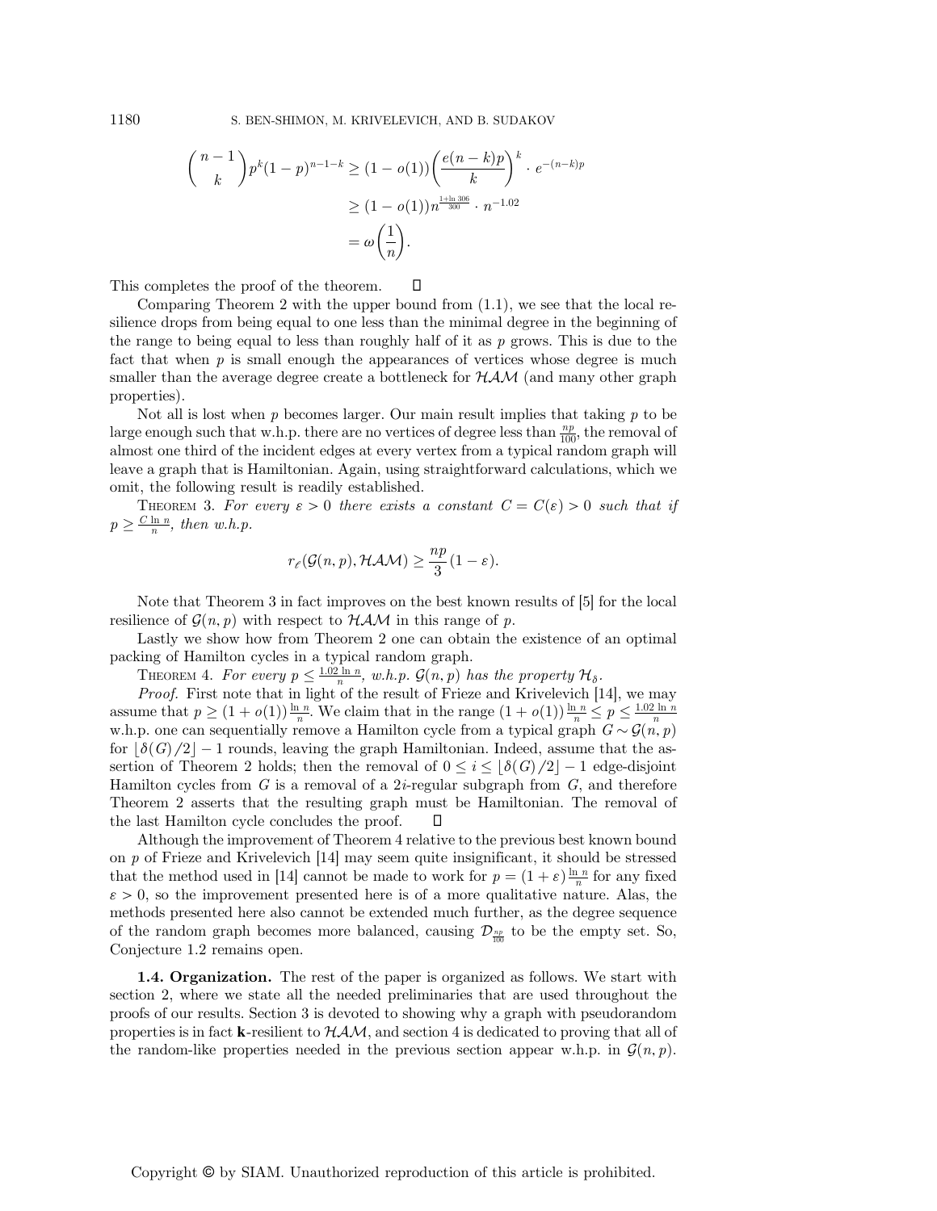$$
\begin{aligned}
\binom{n-1}{k} p^k (1-p)^{n-1-k} &\geq (1-o(1)) \left( \frac{e(n-k)p}{k} \right)^k \cdot e^{-(n-k)p} \\
&\geq (1-o(1)) n^{\frac{1+\ln 306}{300}} \cdot n^{-1.02} \\
&= \omega\left(\frac{1}{n}\right).
\end{aligned}
$$

This completes the proof of the theorem. $\square$

Comparing Theorem 2 with the upper bound from (1.1), we see that the local resilience drops from being equal to one less than the minimal degree in the beginning of the range to being equal to less than roughly half of it as $p$ grows. This is due to the fact that when $p$ is small enough the appearances of vertices whose degree is much smaller than the average degree create a bottleneck for $\mathcal{HAM}$ (and many other graph properties).

Not all is lost when $p$ becomes larger. Our main result implies that taking $p$ to be large enough such that w.h.p. there are no vertices of degree less than $\frac{np}{100}$, the removal of almost one third of the incident edges at every vertex from a typical random graph will leave a graph that is Hamiltonian. Again, using straightforward calculations, which we omit, the following result is readily established.

Theorem 3. *For every $\varepsilon > 0$ there exists a constant $C = C(\varepsilon) > 0$ such that if $p \geq \frac{C \ln n}{n}$, then w.h.p.*

$$
r_{\ell}(\mathcal{G}(n,p), \mathcal{HAM}) \geq \frac{np}{3}(1-\varepsilon).
$$

Note that Theorem 3 in fact improves on the best known results of [5] for the local resilience of $\mathcal{G}(n,p)$ with respect to $\mathcal{HAM}$ in this range of $p$.

Lastly we show how from Theorem 2 one can obtain the existence of an optimal packing of Hamilton cycles in a typical random graph.

Theorem 4. *For every $p \leq \frac{1.02 \ln n}{n}$, w.h.p. $\mathcal{G}(n,p)$ has the property $\mathcal{H}_{\delta}$.*

*Proof.* First note that in light of the result of Frieze and Krivelevich [14], we may assume that $p \geq (1+o(1))\frac{\ln n}{n}$. We claim that in the range $(1+o(1))\frac{\ln n}{n} \leq p \leq \frac{1.02 \ln n}{n}$ w.h.p. one can sequentially remove a Hamilton cycle from a typical graph $G \sim \mathcal{G}(n,p)$ for $\lfloor \delta(G)/2 \rfloor - 1$ rounds, leaving the graph Hamiltonian. Indeed, assume that the assertion of Theorem 2 holds; then the removal of $0 \leq i \leq \lfloor \delta(G)/2 \rfloor - 1$ edge-disjoint Hamilton cycles from $G$ is a removal of a $2i$-regular subgraph from $G$, and therefore Theorem 2 asserts that the resulting graph must be Hamiltonian. The removal of the last Hamilton cycle concludes the proof. $\square$

Although the improvement of Theorem 4 relative to the previous best known bound on $p$ of Frieze and Krivelevich [14] may seem quite insignificant, it should be stressed that the method used in [14] cannot be made to work for $p = (1+\varepsilon)\frac{\ln n}{n}$ for any fixed $\varepsilon > 0$, so the improvement presented here is of a more qualitative nature. Alas, the methods presented here also cannot be extended much further, as the degree sequence of the random graph becomes more balanced, causing $\mathcal{D}_{\frac{np}{100}}$ to be the empty set. So, Conjecture 1.2 remains open.

**1.4. Organization.** The rest of the paper is organized as follows. We start with section 2, where we state all the needed preliminaries that are used throughout the proofs of our results. Section 3 is devoted to showing why a graph with pseudorandom properties is in fact $\mathbf{k}$-resilient to $\mathcal{HAM}$, and section 4 is dedicated to proving that all of the random-like properties needed in the previous section appear w.h.p. in $\mathcal{G}(n,p)$.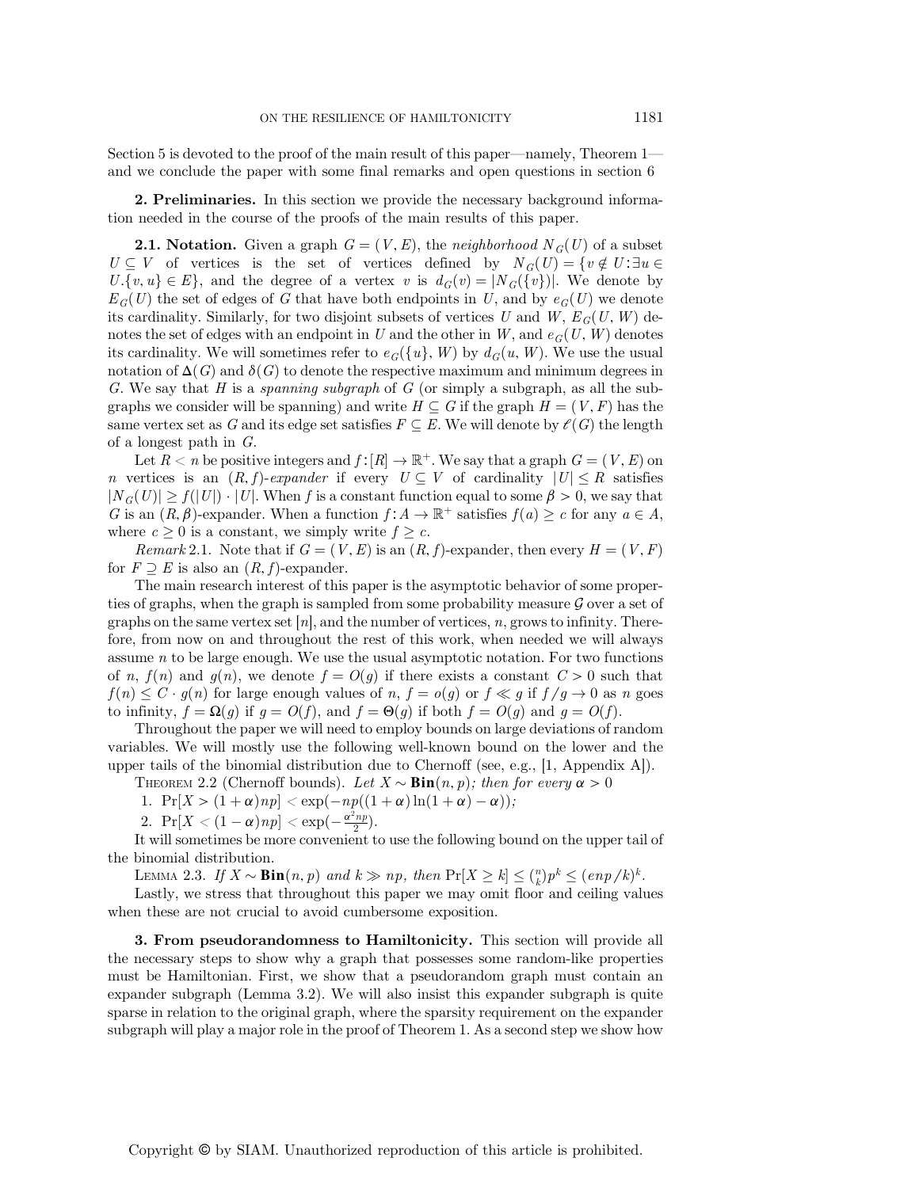Section 5 is devoted to the proof of the main result of this paper—namely, Theorem 1—and we conclude the paper with some final remarks and open questions in section 6

## 2. Preliminaries.

In this section we provide the necessary background information needed in the course of the proofs of the main results of this paper.

### 2.1. Notation.

Given a graph $G = (V, E)$, the *neighborhood* $N_G(U)$ of a subset $U \subseteq V$ of vertices is the set of vertices defined by $N_G(U) = \{v \notin U : \exists u \in U. \{v, u\} \in E\}$, and the degree of a vertex $v$ is $d_G(v) = |N_G(\{v\})|$. We denote by $E_G(U)$ the set of edges of $G$ that have both endpoints in $U$, and by $e_G(U)$ we denote its cardinality. Similarly, for two disjoint subsets of vertices $U$ and $W$, $E_G(U, W)$ denotes the set of edges with an endpoint in $U$ and the other in $W$, and $e_G(U, W)$ denotes its cardinality. We will sometimes refer to $e_G(\{u\}, W)$ by $d_G(u, W)$. We use the usual notation of $\Delta(G)$ and $\delta(G)$ to denote the respective maximum and minimum degrees in $G$. We say that $H$ is a *spanning subgraph* of $G$ (or simply a subgraph, as all the subgraphs we consider will be spanning) and write $H \subseteq G$ if the graph $H = (V, F)$ has the same vertex set as $G$ and its edge set satisfies $F \subseteq E$. We will denote by $\ell(G)$ the length of a longest path in $G$.

Let $R < n$ be positive integers and $f : [R] \to \mathbb{R}^+$. We say that a graph $G = (V, E)$ on $n$ vertices is an $(R, f)$-*expander* if every $U \subseteq V$ of cardinality $|U| \leq R$ satisfies $|N_G(U)| \geq f(|U|) \cdot |U|$. When $f$ is a constant function equal to some $\beta > 0$, we say that $G$ is an $(R, \beta)$-expander. When a function $f : A \to \mathbb{R}^+$ satisfies $f(a) \geq c$ for any $a \in A$, where $c \geq 0$ is a constant, we simply write $f \geq c$.

*Remark* 2.1. Note that if $G = (V, E)$ is an $(R, f)$-expander, then every $H = (V, F)$ for $F \supseteq E$ is also an $(R, f)$-expander.

The main research interest of this paper is the asymptotic behavior of some properties of graphs, when the graph is sampled from some probability measure $\mathcal{G}$ over a set of graphs on the same vertex set $[n]$, and the number of vertices, $n$, grows to infinity. Therefore, from now on and throughout the rest of this work, when needed we will always assume $n$ to be large enough. We use the usual asymptotic notation. For two functions of $n$, $f(n)$ and $g(n)$, we denote $f = O(g)$ if there exists a constant $C > 0$ such that $f(n) \leq C \cdot g(n)$ for large enough values of $n$, $f = o(g)$ or $f \ll g$ if $f/g \to 0$ as $n$ goes to infinity, $f = \Omega(g)$ if $g = O(f)$, and $f = \Theta(g)$ if both $f = O(g)$ and $g = O(f)$.

Throughout the paper we will need to employ bounds on large deviations of random variables. We will mostly use the following well-known bound on the lower and the upper tails of the binomial distribution due to Chernoff (see, e.g., [1, Appendix A]).

THEOREM 2.2 (Chernoff bounds). *Let $X \sim \mathbf{Bin}(n, p)$; then for every $\alpha > 0$*

1. $\Pr[X > (1 + \alpha)np] < \exp(-np((1 + \alpha)\ln(1 + \alpha) - \alpha))$;
2. $\Pr[X < (1 - \alpha)np] < \exp(-\frac{\alpha^2 np}{2})$.

It will sometimes be more convenient to use the following bound on the upper tail of the binomial distribution.

LEMMA 2.3. *If $X \sim \mathbf{Bin}(n, p)$ and $k \gg np$, then $\Pr[X \geq k] \leq \binom{n}{k} p^k \leq (enp/k)^k$.*

Lastly, we stress that throughout this paper we may omit floor and ceiling values when these are not crucial to avoid cumbersome exposition.

## 3. From pseudorandomness to Hamiltonicity.

This section will provide all the necessary steps to show why a graph that possesses some random-like properties must be Hamiltonian. First, we show that a pseudorandom graph must contain an expander subgraph (Lemma 3.2). We will also insist this expander subgraph is quite sparse in relation to the original graph, where the sparsity requirement on the expander subgraph will play a major role in the proof of Theorem 1. As a second step we show how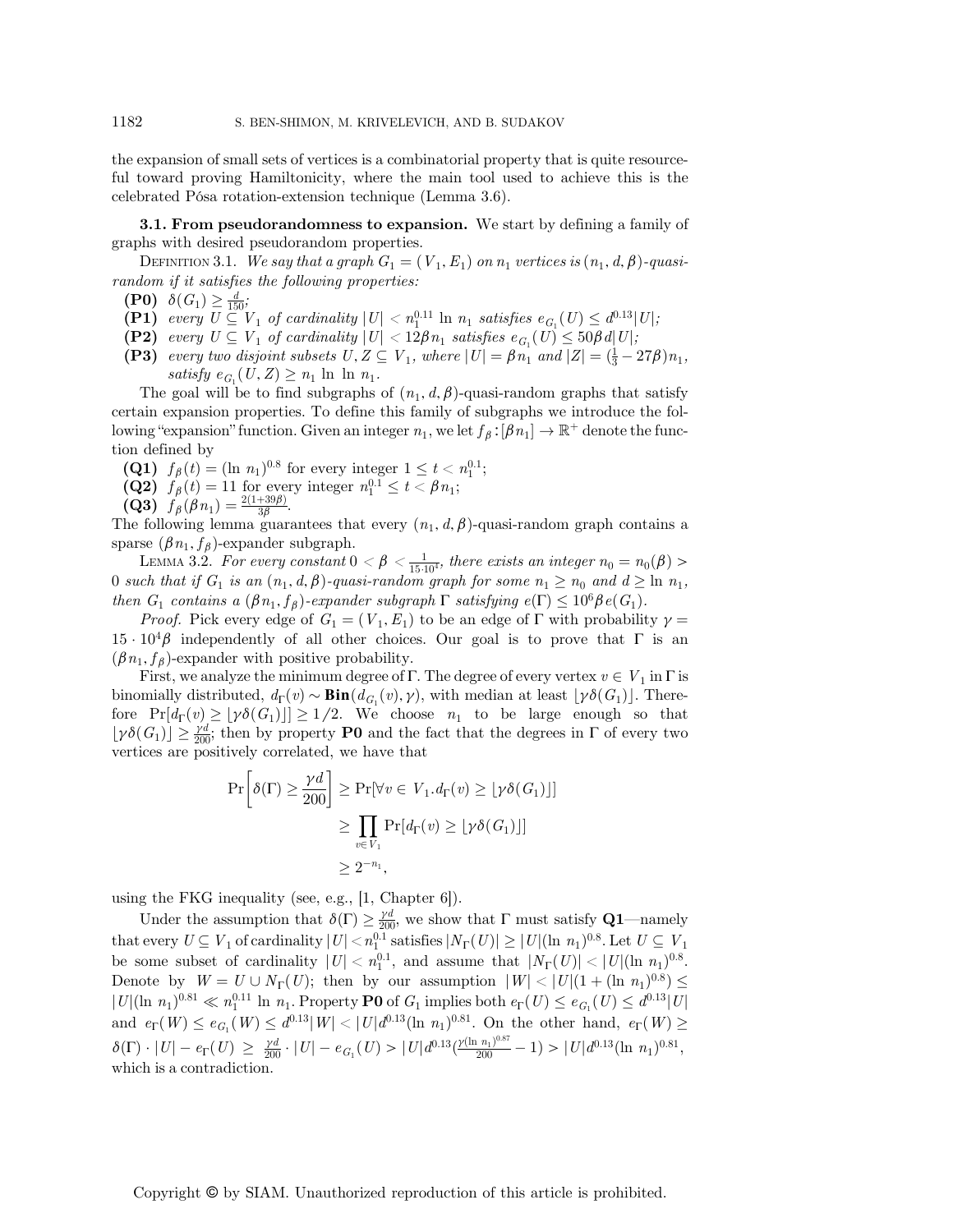the expansion of small sets of vertices is a combinatorial property that is quite resourceful toward proving Hamiltonicity, where the main tool used to achieve this is the celebrated Pósa rotation-extension technique (Lemma 3.6).

**3.1. From pseudorandomness to expansion.** We start by defining a family of graphs with desired pseudorandom properties.

Definition 3.1. *We say that a graph $G_1 = (V_1, E_1)$ on $n_1$ vertices is $(n_1, d, \beta)$-quasi-random if it satisfies the following properties:*

- **(P0)** $\delta(G_1) \geq \frac{d}{150}$;
- **(P1)** *every $U \subseteq V_1$ of cardinality $|U| < n_1^{0.11} \ln n_1$ satisfies $e_{G_1}(U) \leq d^{0.13}|U|$;*
- **(P2)** *every $U \subseteq V_1$ of cardinality $|U| < 12\beta n_1$ satisfies $e_{G_1}(U) \leq 50\beta d|U|$;*
- **(P3)** *every two disjoint subsets $U, Z \subseteq V_1$, where $|U| = \beta n_1$ and $|Z| = (\frac{1}{3} - 27\beta)n_1$, satisfy $e_{G_1}(U, Z) \geq n_1 \ln \ln n_1$.*

The goal will be to find subgraphs of $(n_1, d, \beta)$-quasi-random graphs that satisfy certain expansion properties. To define this family of subgraphs we introduce the following "expansion" function. Given an integer $n_1$, we let $f_\beta : [\beta n_1] \to \mathbb{R}^+$ denote the function defined by

- **(Q1)** $f_\beta(t) = (\ln n_1)^{0.8}$ for every integer $1 \leq t < n_1^{0.1}$;
- **(Q2)** $f_\beta(t) = 11$ for every integer $n_1^{0.1} \leq t < \beta n_1$;
- **(Q3)** $f_\beta(\beta n_1) = \frac{2(1+39\beta)}{3\beta}$.

The following lemma guarantees that every $(n_1, d, \beta)$-quasi-random graph contains a sparse $(\beta n_1, f_\beta)$-expander subgraph.

Lemma 3.2. *For every constant $0 < \beta < \frac{1}{15 \cdot 10^4}$, there exists an integer $n_0 = n_0(\beta) > 0$ such that if $G_1$ is an $(n_1, d, \beta)$-quasi-random graph for some $n_1 \geq n_0$ and $d \geq \ln n_1$, then $G_1$ contains a $(\beta n_1, f_\beta)$-expander subgraph $\Gamma$ satisfying $e(\Gamma) \leq 10^6 \beta e(G_1)$.*

*Proof.* Pick every edge of $G_1 = (V_1, E_1)$ to be an edge of $\Gamma$ with probability $\gamma = 15 \cdot 10^4 \beta$ independently of all other choices. Our goal is to prove that $\Gamma$ is an $(\beta n_1, f_\beta)$-expander with positive probability.

First, we analyze the minimum degree of $\Gamma$. The degree of every vertex $v \in V_1$ in $\Gamma$ is binomially distributed, $d_\Gamma(v) \sim \mathbf{Bin}(d_{G_1}(v), \gamma)$, with median at least $\lfloor \gamma\delta(G_1) \rfloor$. Therefore $\Pr[d_\Gamma(v) \geq \lfloor \gamma\delta(G_1) \rfloor] \geq 1/2$. We choose $n_1$ to be large enough so that $\lfloor \gamma\delta(G_1) \rfloor \geq \frac{\gamma d}{200}$; then by property **P0** and the fact that the degrees in $\Gamma$ of every two vertices are positively correlated, we have that

$$\begin{aligned}
\Pr\left[\delta(\Gamma) \geq \frac{\gamma d}{200}\right] &\geq \Pr[\forall v \in V_1 . d_\Gamma(v) \geq \lfloor \gamma\delta(G_1) \rfloor] \\
&\geq \prod_{v \in V_1} \Pr[d_\Gamma(v) \geq \lfloor \gamma\delta(G_1) \rfloor] \\
&\geq 2^{-n_1},
\end{aligned}$$

using the FKG inequality (see, e.g., [1, Chapter 6]).

Under the assumption that $\delta(\Gamma) \geq \frac{\gamma d}{200}$, we show that $\Gamma$ must satisfy **Q1**—namely that every $U \subseteq V_1$ of cardinality $|U| < n_1^{0.1}$ satisfies $|N_\Gamma(U)| \geq |U|(\ln n_1)^{0.8}$. Let $U \subseteq V_1$ be some subset of cardinality $|U| < n_1^{0.1}$, and assume that $|N_\Gamma(U)| < |U|(\ln n_1)^{0.8}$. Denote by $W = U \cup N_\Gamma(U)$; then by our assumption $|W| < |U|(1 + (\ln n_1)^{0.8}) \leq |U|(\ln n_1)^{0.81} \ll n_1^{0.11} \ln n_1$. Property **P0** of $G_1$ implies both $e_\Gamma(U) \leq e_{G_1}(U) \leq d^{0.13}|U|$ and $e_\Gamma(W) \leq e_{G_1}(W) \leq d^{0.13}|W| < |U|d^{0.13}(\ln n_1)^{0.81}$. On the other hand, $e_\Gamma(W) \geq \delta(\Gamma) \cdot |U| - e_\Gamma(U) \geq \frac{\gamma d}{200} \cdot |U| - e_{G_1}(U) > |U|d^{0.13}(\frac{\gamma(\ln n_1)^{0.87}}{200} - 1) > |U|d^{0.13}(\ln n_1)^{0.81}$, which is a contradiction.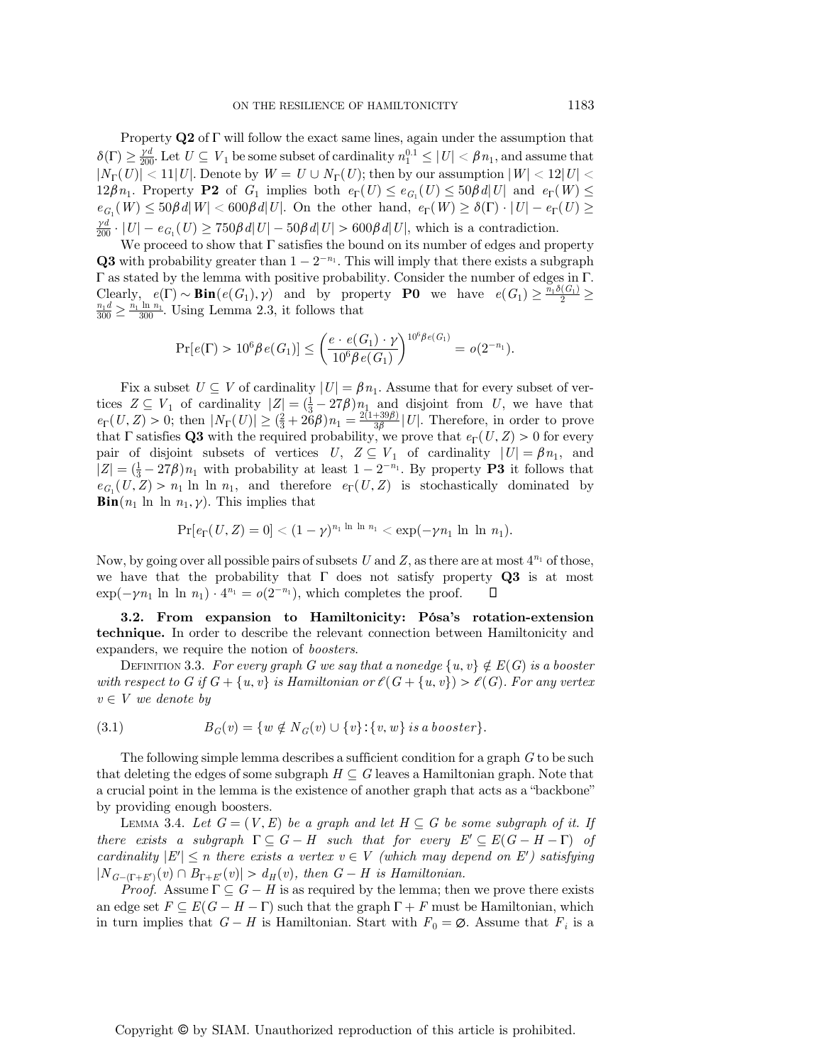Property **Q2** of $\Gamma$ will follow the exact same lines, again under the assumption that $\delta(\Gamma) \geq \frac{\gamma d}{200}$. Let $U \subseteq V_1$ be some subset of cardinality $n_1^{0.1} \leq |U| < \beta n_1$, and assume that $|N_\Gamma(U)| < 11|U|$. Denote by $W = U \cup N_\Gamma(U)$; then by our assumption $|W| < 12|U| < 12\beta n_1$. Property **P2** of $G_1$ implies both $e_\Gamma(U) \leq e_{G_1}(U) \leq 50\beta d|U|$ and $e_\Gamma(W) \leq e_{G_1}(W) \leq 50\beta d|W| < 600\beta d|U|$. On the other hand, $e_\Gamma(W) \geq \delta(\Gamma) \cdot |U| - e_\Gamma(U) \geq \frac{\gamma d}{200} \cdot |U| - e_{G_1}(U) \geq 750\beta d|U| - 50\beta d|U| > 600\beta d|U|$, which is a contradiction.

We proceed to show that $\Gamma$ satisfies the bound on its number of edges and property **Q3** with probability greater than $1 - 2^{-n_1}$. This will imply that there exists a subgraph $\Gamma$ as stated by the lemma with positive probability. Consider the number of edges in $\Gamma$. Clearly, $e(\Gamma) \sim \mathbf{Bin}(e(G_1), \gamma)$ and by property **P0** we have $e(G_1) \geq \frac{n_1 \delta(G_1)}{2} \geq \frac{n_1 d}{300} \geq \frac{n_1 \ln n_1}{300}$. Using Lemma 2.3, it follows that

$$\Pr[e(\Gamma) > 10^6 \beta e(G_1)] \leq \left( \frac{e \cdot e(G_1) \cdot \gamma}{10^6 \beta e(G_1)} \right)^{10^6 \beta e(G_1)} = o(2^{-n_1}).$$

Fix a subset $U \subseteq V$ of cardinality $|U| = \beta n_1$. Assume that for every subset of vertices $Z \subseteq V_1$ of cardinality $|Z| = (\frac{1}{3} - 27\beta)n_1$ and disjoint from $U$, we have that $e_\Gamma(U, Z) > 0$; then $|N_\Gamma(U)| \geq (\frac{2}{3} + 26\beta)n_1 = \frac{2(1+39\beta)}{3\beta}|U|$. Therefore, in order to prove that $\Gamma$ satisfies **Q3** with the required probability, we prove that $e_\Gamma(U, Z) > 0$ for every pair of disjoint subsets of vertices $U, Z \subseteq V_1$ of cardinality $|U| = \beta n_1$, and $|Z| = (\frac{1}{3} - 27\beta)n_1$ with probability at least $1 - 2^{-n_1}$. By property **P3** it follows that $e_{G_1}(U, Z) > n_1 \ln \ln n_1$, and therefore $e_\Gamma(U, Z)$ is stochastically dominated by $\mathbf{Bin}(n_1 \ln \ln n_1, \gamma)$. This implies that

$$\Pr[e_\Gamma(U, Z) = 0] < (1 - \gamma)^{n_1 \ln \ln n_1} < \exp(-\gamma n_1 \ln \ln n_1).$$

Now, by going over all possible pairs of subsets $U$ and $Z$, as there are at most $4^{n_1}$ of those, we have that the probability that $\Gamma$ does not satisfy property **Q3** is at most $\exp(-\gamma n_1 \ln \ln n_1) \cdot 4^{n_1} = o(2^{-n_1})$, which completes the proof. $\square$

### 3.2. From expansion to Hamiltonicity: Pósa's rotation-extension technique.

In order to describe the relevant connection between Hamiltonicity and expanders, we require the notion of *boosters*.

Definition 3.3. *For every graph $G$ we say that a nonedge $\{u, v\} \notin E(G)$ is a booster with respect to $G$ if $G + \{u, v\}$ is Hamiltonian or $\ell(G + \{u, v\}) > \ell(G)$. For any vertex $v \in V$ we denote by*

$$B_G(v) = \{w \notin N_G(v) \cup \{v\} : \{v, w\} \text{ is a booster}\}. \tag{3.1}$$

The following simple lemma describes a sufficient condition for a graph $G$ to be such that deleting the edges of some subgraph $H \subseteq G$ leaves a Hamiltonian graph. Note that a crucial point in the lemma is the existence of another graph that acts as a "backbone" by providing enough boosters.

Lemma 3.4. *Let $G = (V, E)$ be a graph and let $H \subseteq G$ be some subgraph of it. If there exists a subgraph $\Gamma \subseteq G - H$ such that for every $E' \subseteq E(G - H - \Gamma)$ of cardinality $|E'| \leq n$ there exists a vertex $v \in V$ (which may depend on $E'$) satisfying $|N_{G-(\Gamma+E')}(v) \cap B_{\Gamma+E'}(v)| > d_H(v)$, then $G - H$ is Hamiltonian.*

*Proof.* Assume $\Gamma \subseteq G - H$ is as required by the lemma; then we prove there exists an edge set $F \subseteq E(G - H - \Gamma)$ such that the graph $\Gamma + F$ must be Hamiltonian, which in turn implies that $G - H$ is Hamiltonian. Start with $F_0 = \emptyset$. Assume that $F_i$ is a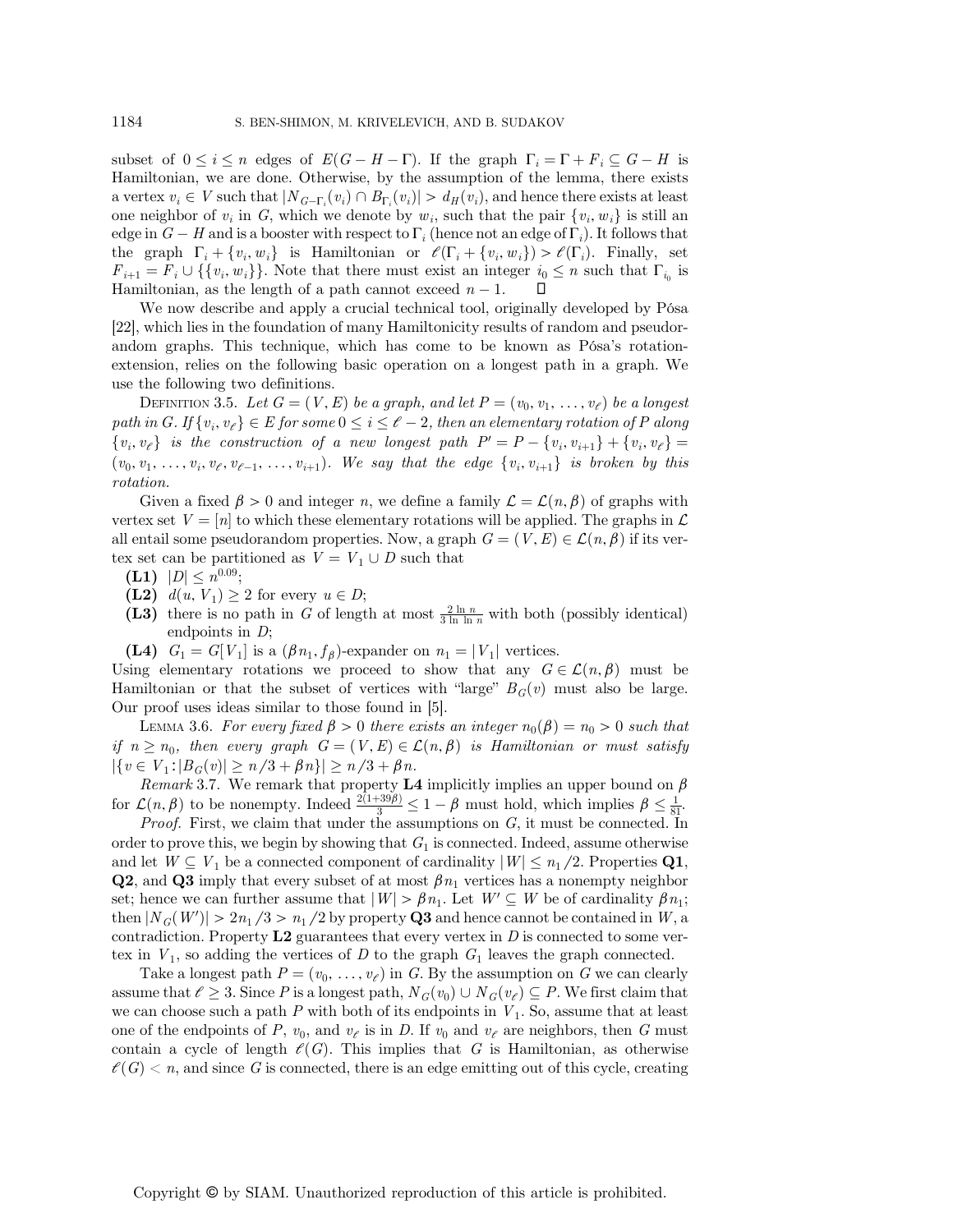subset of $0 \le i \le n$ edges of $E(G - H - \Gamma)$. If the graph $\Gamma_i = \Gamma + F_i \subseteq G - H$ is Hamiltonian, we are done. Otherwise, by the assumption of the lemma, there exists a vertex $v_i \in V$ such that $|N_{G-\Gamma_i}(v_i) \cap B_{\Gamma_i}(v_i)| > d_H(v_i)$, and hence there exists at least one neighbor of $v_i$ in $G$, which we denote by $w_i$, such that the pair $\{v_i, w_i\}$ is still an edge in $G - H$ and is a booster with respect to $\Gamma_i$ (hence not an edge of $\Gamma_i$). It follows that the graph $\Gamma_i + \{v_i, w_i\}$ is Hamiltonian or $\ell(\Gamma_i + \{v_i, w_i\}) > \ell(\Gamma_i)$. Finally, set $F_{i+1} = F_i \cup \{\{v_i, w_i\}\}$. Note that there must exist an integer $i_0 \le n$ such that $\Gamma_{i_0}$ is Hamiltonian, as the length of a path cannot exceed $n - 1$. $\square$

We now describe and apply a crucial technical tool, originally developed by Pósa [22], which lies in the foundation of many Hamiltonicity results of random and pseudorandom graphs. This technique, which has come to be known as Pósa's rotation-extension, relies on the following basic operation on a longest path in a graph. We use the following two definitions.

Definition 3.5. *Let $G = (V, E)$ be a graph, and let $P = (v_0, v_1, \ldots, v_\ell)$ be a longest path in $G$. If $\{v_i, v_\ell\} \in E$ for some $0 \le i \le \ell - 2$, then an elementary rotation of $P$ along $\{v_i, v_\ell\}$ is the construction of a new longest path $P' = P - \{v_i, v_{i+1}\} + \{v_i, v_\ell\} = (v_0, v_1, \ldots, v_i, v_\ell, v_{\ell-1}, \ldots, v_{i+1})$. We say that the edge $\{v_i, v_{i+1}\}$ is broken by this rotation.*

Given a fixed $\beta > 0$ and integer $n$, we define a family $\mathcal{L} = \mathcal{L}(n, \beta)$ of graphs with vertex set $V = [n]$ to which these elementary rotations will be applied. The graphs in $\mathcal{L}$ all entail some pseudorandom properties. Now, a graph $G = (V, E) \in \mathcal{L}(n, \beta)$ if its vertex set can be partitioned as $V = V_1 \cup D$ such that

- **(L1)** $|D| \le n^{0.09}$;
- **(L2)** $d(u, V_1) \ge 2$ for every $u \in D$;
- **(L3)** there is no path in $G$ of length at most $\frac{2 \ln n}{3 \ln \ln n}$ with both (possibly identical) endpoints in $D$;
- **(L4)** $G_1 = G[V_1]$ is a $(\beta n_1, f_\beta)$-expander on $n_1 = |V_1|$ vertices.

Using elementary rotations we proceed to show that any $G \in \mathcal{L}(n, \beta)$ must be Hamiltonian or that the subset of vertices with "large" $B_G(v)$ must also be large. Our proof uses ideas similar to those found in [5].

Lemma 3.6. *For every fixed $\beta > 0$ there exists an integer $n_0(\beta) = n_0 > 0$ such that if $n \ge n_0$, then every graph $G = (V, E) \in \mathcal{L}(n, \beta)$ is Hamiltonian or must satisfy $|\{v \in V_1 : |B_G(v)| \ge n/3 + \beta n\}| \ge n/3 + \beta n$.*

*Remark* 3.7. We remark that property **L4** implicitly implies an upper bound on $\beta$ for $\mathcal{L}(n, \beta)$ to be nonempty. Indeed $\frac{2(1+39\beta)}{3} \le 1 - \beta$ must hold, which implies $\beta \le \frac{1}{81}$.

*Proof.* First, we claim that under the assumptions on $G$, it must be connected. In order to prove this, we begin by showing that $G_1$ is connected. Indeed, assume otherwise and let $W \subseteq V_1$ be a connected component of cardinality $|W| \le n_1/2$. Properties **Q1**, **Q2**, and **Q3** imply that every subset of at most $\beta n_1$ vertices has a nonempty neighbor set; hence we can further assume that $|W| > \beta n_1$. Let $W' \subseteq W$ be of cardinality $\beta n_1$; then $|N_G(W')| > 2n_1/3 > n_1/2$ by property **Q3** and hence cannot be contained in $W$, a contradiction. Property **L2** guarantees that every vertex in $D$ is connected to some vertex in $V_1$, so adding the vertices of $D$ to the graph $G_1$ leaves the graph connected.

Take a longest path $P = (v_0, \ldots, v_\ell)$ in $G$. By the assumption on $G$ we can clearly assume that $\ell \ge 3$. Since $P$ is a longest path, $N_G(v_0) \cup N_G(v_\ell) \subseteq P$. We first claim that we can choose such a path $P$ with both of its endpoints in $V_1$. So, assume that at least one of the endpoints of $P$, $v_0$, and $v_\ell$ is in $D$. If $v_0$ and $v_\ell$ are neighbors, then $G$ must contain a cycle of length $\ell(G)$. This implies that $G$ is Hamiltonian, as otherwise $\ell(G) < n$, and since $G$ is connected, there is an edge emitting out of this cycle, creating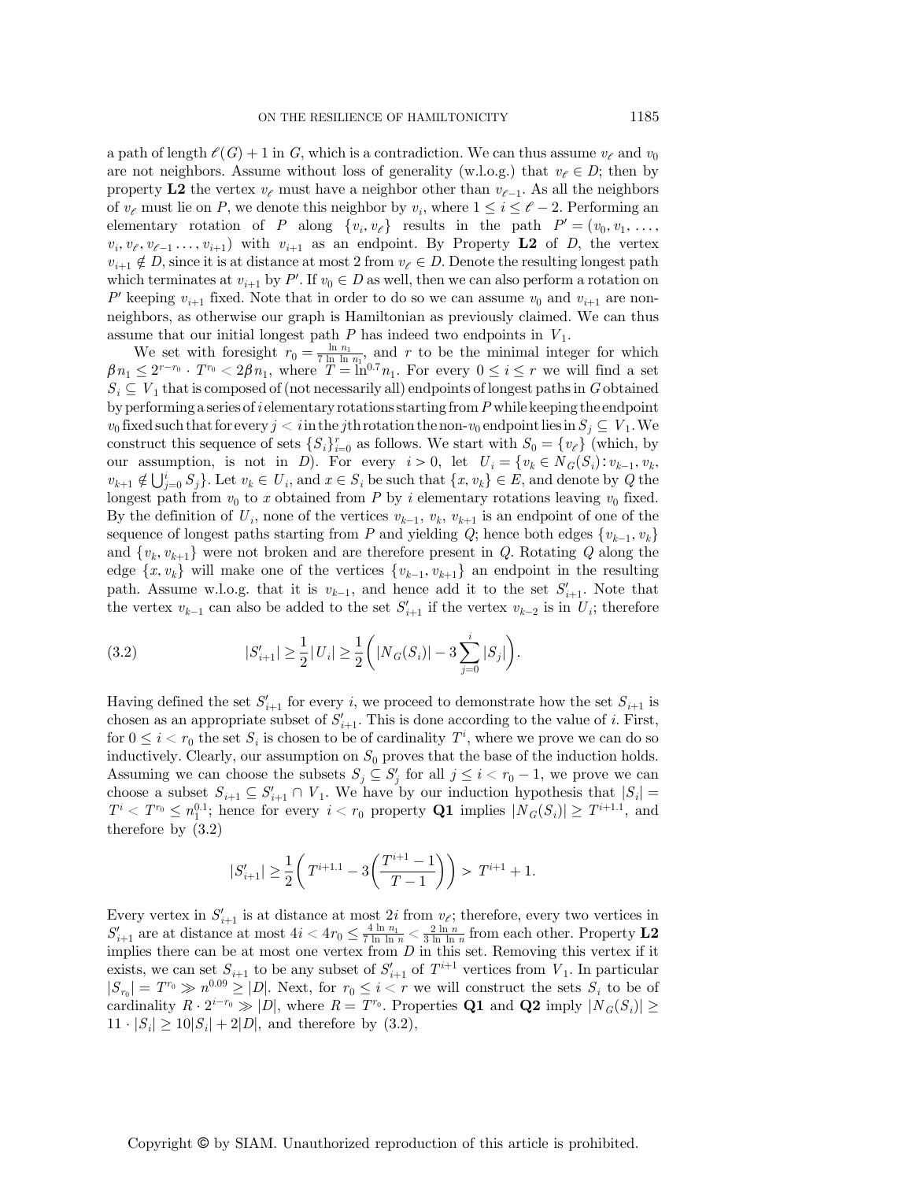a path of length $\ell(G) + 1$ in $G$, which is a contradiction. We can thus assume $v_\ell$ and $v_0$ are not neighbors. Assume without loss of generality (w.l.o.g.) that $v_\ell \in D$; then by property **L2** the vertex $v_\ell$ must have a neighbor other than $v_{\ell-1}$. As all the neighbors of $v_\ell$ must lie on $P$, we denote this neighbor by $v_i$, where $1 \le i \le \ell - 2$. Performing an elementary rotation of $P$ along $\{v_i, v_\ell\}$ results in the path $P' = (v_0, v_1, \ldots, v_i, v_\ell, v_{\ell-1} \ldots, v_{i+1})$ with $v_{i+1}$ as an endpoint. By Property **L2** of $D$, the vertex $v_{i+1} \notin D$, since it is at distance at most 2 from $v_\ell \in D$. Denote the resulting longest path which terminates at $v_{i+1}$ by $P'$. If $v_0 \in D$ as well, then we can also perform a rotation on $P'$ keeping $v_{i+1}$ fixed. Note that in order to do so we can assume $v_0$ and $v_{i+1}$ are non-neighbors, as otherwise our graph is Hamiltonian as previously claimed. We can thus assume that our initial longest path $P$ has indeed two endpoints in $V_1$.

We set with foresight $r_0 = \frac{\ln n_1}{7 \ln \ln n_1}$, and $r$ to be the minimal integer for which $\beta n_1 \le 2^{r - r_0} \cdot T^{r_0} < 2\beta n_1$, where $T = \ln^{0.7} n_1$. For every $0 \le i \le r$ we will find a set $S_i \subseteq V_1$ that is composed of (not necessarily all) endpoints of longest paths in $G$ obtained by performing a series of $i$ elementary rotations starting from $P$ while keeping the endpoint $v_0$ fixed such that for every $j < i$ in the $j$th rotation the non-$v_0$ endpoint lies in $S_j \subseteq V_1$. We construct this sequence of sets $\{S_i\}_{i=0}^r$ as follows. We start with $S_0 = \{v_\ell\}$ (which, by our assumption, is not in $D$). For every $i > 0$, let $U_i = \{v_k \in N_G(S_i) \colon v_{k-1}, v_k, v_{k+1} \notin \bigcup_{j=0}^i S_j\}$. Let $v_k \in U_i$, and $x \in S_i$ be such that $\{x, v_k\} \in E$, and denote by $Q$ the longest path from $v_0$ to $x$ obtained from $P$ by $i$ elementary rotations leaving $v_0$ fixed. By the definition of $U_i$, none of the vertices $v_{k-1}$, $v_k$, $v_{k+1}$ is an endpoint of one of the sequence of longest paths starting from $P$ and yielding $Q$; hence both edges $\{v_{k-1}, v_k\}$ and $\{v_k, v_{k+1}\}$ were not broken and are therefore present in $Q$. Rotating $Q$ along the edge $\{x, v_k\}$ will make one of the vertices $\{v_{k-1}, v_{k+1}\}$ an endpoint in the resulting path. Assume w.l.o.g. that it is $v_{k-1}$, and hence add it to the set $S'_{i+1}$. Note that the vertex $v_{k-1}$ can also be added to the set $S'_{i+1}$ if the vertex $v_{k-2}$ is in $U_i$; therefore

$$|S'_{i+1}| \ge \frac{1}{2}|U_i| \ge \frac{1}{2}\left(|N_G(S_i)| - 3\sum_{j=0}^{i} |S_j|\right). \tag{3.2}$$

Having defined the set $S'_{i+1}$ for every $i$, we proceed to demonstrate how the set $S_{i+1}$ is chosen as an appropriate subset of $S'_{i+1}$. This is done according to the value of $i$. First, for $0 \le i < r_0$ the set $S_i$ is chosen to be of cardinality $T^i$, where we prove we can do so inductively. Clearly, our assumption on $S_0$ proves that the base of the induction holds. Assuming we can choose the subsets $S_j \subseteq S'_j$ for all $j \le i < r_0 - 1$, we prove we can choose a subset $S_{i+1} \subseteq S'_{i+1} \cap V_1$. We have by our induction hypothesis that $|S_i| = T^i < T^{r_0} \le n_1^{0.1}$; hence for every $i < r_0$ property **Q1** implies $|N_G(S_i)| \ge T^{i+1.1}$, and therefore by (3.2)

$$|S'_{i+1}| \ge \frac{1}{2}\left(T^{i+1.1} - 3\left(\frac{T^{i+1} - 1}{T - 1}\right)\right) > T^{i+1} + 1.$$

Every vertex in $S'_{i+1}$ is at distance at most $2i$ from $v_\ell$; therefore, every two vertices in $S'_{i+1}$ are at distance at most $4i < 4r_0 \le \frac{4 \ln n_1}{7 \ln \ln n_1} < \frac{2 \ln n}{3 \ln \ln n}$ from each other. Property **L2** implies there can be at most one vertex from $D$ in this set. Removing this vertex if it exists, we can set $S_{i+1}$ to be any subset of $S'_{i+1}$ of $T^{i+1}$ vertices from $V_1$. In particular $|S_{r_0}| = T^{r_0} \gg n^{0.09} \ge |D|$. Next, for $r_0 \le i < r$ we will construct the sets $S_i$ to be of cardinality $R \cdot 2^{i - r_0} \gg |D|$, where $R = T^{r_0}$. Properties **Q1** and **Q2** imply $|N_G(S_i)| \ge 11 \cdot |S_i| \ge 10|S_i| + 2|D|$, and therefore by (3.2),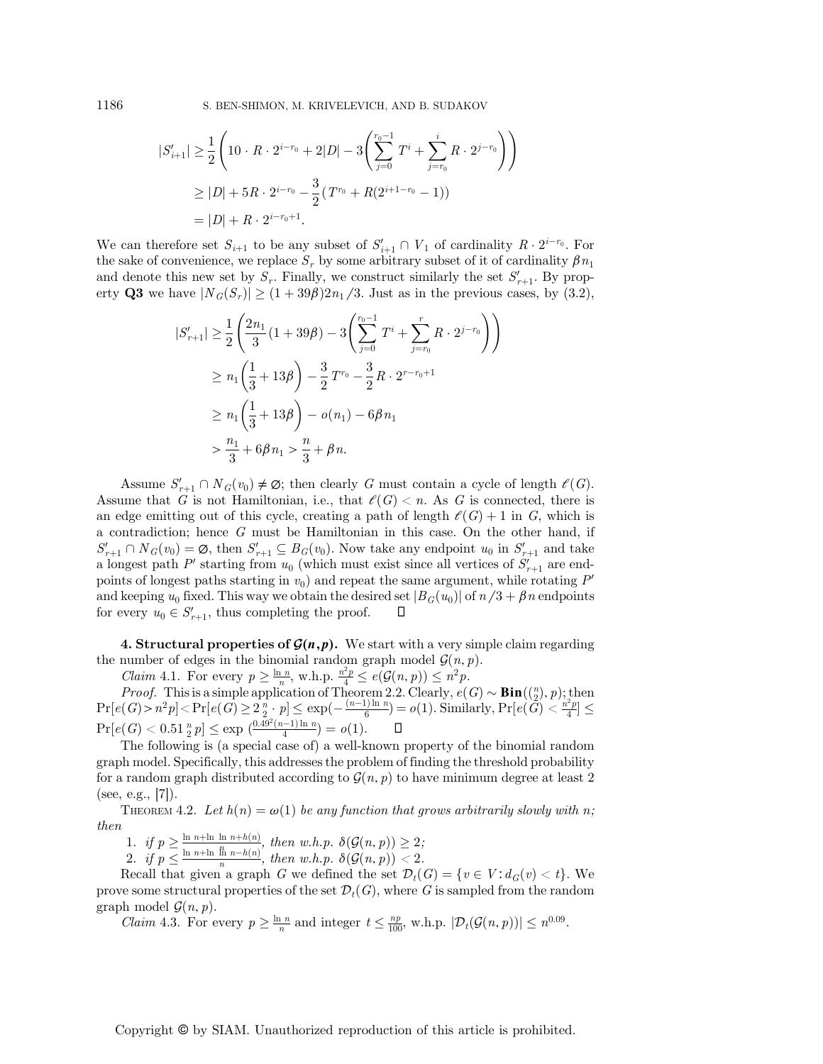$$
\begin{aligned}
|S'_{i+1}| &\geq \frac{1}{2}\left(10 \cdot R \cdot 2^{i-r_0} + 2|D| - 3\left(\sum_{j=0}^{r_0-1} T^i + \sum_{j=r_0}^{i} R \cdot 2^{j-r_0}\right)\right) \\
&\geq |D| + 5R \cdot 2^{i-r_0} - \frac{3}{2}\left(T^{r_0} + R(2^{i+1-r_0} - 1)\right) \\
&= |D| + R \cdot 2^{i-r_0+1}.
\end{aligned}
$$

We can therefore set $S_{i+1}$ to be any subset of $S'_{i+1} \cap V_1$ of cardinality $R \cdot 2^{i-r_0}$. For the sake of convenience, we replace $S_r$ by some arbitrary subset of it of cardinality $\beta n_1$ and denote this new set by $S_r$. Finally, we construct similarly the set $S'_{r+1}$. By property **Q3** we have $|N_G(S_r)| \geq (1+39\beta)2n_1/3$. Just as in the previous cases, by (3.2),

$$
\begin{aligned}
|S'_{r+1}| &\geq \frac{1}{2}\left(\frac{2n_1}{3}(1+39\beta) - 3\left(\sum_{j=0}^{r_0-1} T^i + \sum_{j=r_0}^{r} R \cdot 2^{j-r_0}\right)\right) \\
&\geq n_1\left(\frac{1}{3} + 13\beta\right) - \frac{3}{2}T^{r_0} - \frac{3}{2}R \cdot 2^{r-r_0+1} \\
&\geq n_1\left(\frac{1}{3} + 13\beta\right) - o(n_1) - 6\beta n_1 \\
&> \frac{n_1}{3} + 6\beta n_1 > \frac{n}{3} + \beta n.
\end{aligned}
$$

Assume $S'_{r+1} \cap N_G(v_0) \neq \varnothing$; then clearly $G$ must contain a cycle of length $\ell(G)$. Assume that $G$ is not Hamiltonian, i.e., that $\ell(G) < n$. As $G$ is connected, there is an edge emitting out of this cycle, creating a path of length $\ell(G)+1$ in $G$, which is a contradiction; hence $G$ must be Hamiltonian in this case. On the other hand, if $S'_{r+1} \cap N_G(v_0) = \varnothing$, then $S'_{r+1} \subseteq B_G(v_0)$. Now take any endpoint $u_0$ in $S'_{r+1}$ and take a longest path $P'$ starting from $u_0$ (which must exist since all vertices of $S'_{r+1}$ are endpoints of longest paths starting in $v_0$) and repeat the same argument, while rotating $P'$ and keeping $u_0$ fixed. This way we obtain the desired set $|B_G(u_0)|$ of $n/3 + \beta n$ endpoints for every $u_0 \in S'_{r+1}$, thus completing the proof. $\square$

## 4. Structural properties of $\mathcal{G}(n,p)$.

We start with a very simple claim regarding the number of edges in the binomial random graph model $\mathcal{G}(n,p)$.

*Claim* 4.1. For every $p \geq \frac{\ln n}{n}$, w.h.p. $\frac{n^2 p}{4} \leq e(\mathcal{G}(n,p)) \leq n^2 p$.

*Proof.* This is a simple application of Theorem 2.2. Clearly, $e(G) \sim \mathbf{Bin}(\binom{n}{2}, p)$; then $\Pr[e(G) > n^2 p] < \Pr[e(G) \geq 2\binom{n}{2} \cdot p] \leq \exp(-\frac{(n-1)\ln n}{6}) = o(1)$. Similarly, $\Pr[e(G) < \frac{n^2 p}{4}] \leq \Pr[e(G) < 0.51\binom{n}{2}p] \leq \exp(\frac{0.49^2(n-1)\ln n}{4}) = o(1)$. $\square$

The following is (a special case of) a well-known property of the binomial random graph model. Specifically, this addresses the problem of finding the threshold probability for a random graph distributed according to $\mathcal{G}(n,p)$ to have minimum degree at least 2 (see, e.g., [7]).

THEOREM 4.2. *Let $h(n) = \omega(1)$ be any function that grows arbitrarily slowly with $n$; then*

1. *if $p \geq \frac{\ln n + \ln \ln n + h(n)}{n}$, then w.h.p. $\delta(\mathcal{G}(n,p)) \geq 2$;*
2. *if $p \leq \frac{\ln n + \ln \ln n - h(n)}{n}$, then w.h.p. $\delta(\mathcal{G}(n,p)) < 2$.*

Recall that given a graph $G$ we defined the set $\mathcal{D}_t(G) = \{v \in V : d_G(v) < t\}$. We prove some structural properties of the set $\mathcal{D}_t(G)$, where $G$ is sampled from the random graph model $\mathcal{G}(n,p)$.

*Claim* 4.3. For every $p \geq \frac{\ln n}{n}$ and integer $t \leq \frac{np}{100}$, w.h.p. $|\mathcal{D}_t(\mathcal{G}(n,p))| \leq n^{0.09}$.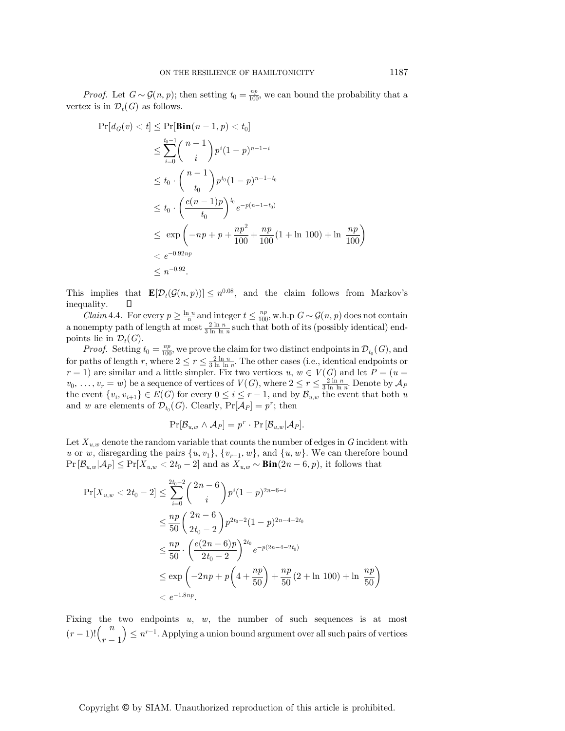*Proof.* Let $G \sim \mathcal{G}(n, p)$; then setting $t_0 = \frac{np}{100}$, we can bound the probability that a vertex is in $\mathcal{D}_t(G)$ as follows.

$$
\begin{aligned}
\Pr[d_G(v) < t] &\leq \Pr[\mathbf{Bin}(n-1, p) < t_0] \\
&\leq \sum_{i=0}^{t_0 - 1} \binom{n-1}{i} p^i (1-p)^{n-1-i} \\
&\leq t_0 \cdot \binom{n-1}{t_0} p^{t_0} (1-p)^{n-1-t_0} \\
&\leq t_0 \cdot \left( \frac{e(n-1)p}{t_0} \right)^{t_0} e^{-p(n-1-t_0)} \\
&\leq \exp\left( -np + p + \frac{np^2}{100} + \frac{np}{100}(1 + \ln 100) + \ln \frac{np}{100} \right) \\
&< e^{-0.92np} \\
&\leq n^{-0.92}.
\end{aligned}
$$

This implies that $\mathbf{E}[\mathcal{D}_t(\mathcal{G}(n,p))] \leq n^{0.08}$, and the claim follows from Markov's inequality. $\square$

*Claim* 4.4. For every $p \geq \frac{\ln n}{n}$ and integer $t \leq \frac{np}{100}$, w.h.p $G \sim \mathcal{G}(n,p)$ does not contain a nonempty path of length at most $\frac{2 \ln n}{3 \ln \ln n}$ such that both of its (possibly identical) endpoints lie in $\mathcal{D}_t(G)$.

*Proof.* Setting $t_0 = \frac{np}{100}$, we prove the claim for two distinct endpoints in $\mathcal{D}_{t_0}(G)$, and for paths of length $r$, where $2 \leq r \leq \frac{2 \ln n}{3 \ln \ln n}$. The other cases (i.e., identical endpoints or $r = 1$) are similar and a little simpler. Fix two vertices $u, w \in V(G)$ and let $P = (u = v_0, \ldots, v_r = w)$ be a sequence of vertices of $V(G)$, where $2 \leq r \leq \frac{2 \ln n}{3 \ln \ln n}$. Denote by $\mathcal{A}_P$ the event $\{v_i, v_{i+1}\} \in E(G)$ for every $0 \leq i \leq r-1$, and by $\mathcal{B}_{u,w}$ the event that both $u$ and $w$ are elements of $\mathcal{D}_{t_0}(G)$. Clearly, $\Pr[\mathcal{A}_P] = p^r$; then

$$
\Pr[\mathcal{B}_{u,w} \wedge \mathcal{A}_P] = p^r \cdot \Pr[\mathcal{B}_{u,w} | \mathcal{A}_P].
$$

Let $X_{u,w}$ denote the random variable that counts the number of edges in $G$ incident with $u$ or $w$, disregarding the pairs $\{u, v_1\}$, $\{v_{r-1}, w\}$, and $\{u, w\}$. We can therefore bound $\Pr[\mathcal{B}_{u,w} | \mathcal{A}_P] \leq \Pr[X_{u,w} < 2t_0 - 2]$ and as $X_{u,w} \sim \mathbf{Bin}(2n-6, p)$, it follows that

$$
\begin{aligned}
\Pr[X_{u,w} < 2t_0 - 2] &\leq \sum_{i=0}^{2t_0 - 2} \binom{2n-6}{i} p^i (1-p)^{2n-6-i} \\
&\leq \frac{np}{50} \binom{2n-6}{2t_0 - 2} p^{2t_0 - 2} (1-p)^{2n-4-2t_0} \\
&\leq \frac{np}{50} \cdot \left( \frac{e(2n-6)p}{2t_0 - 2} \right)^{2t_0} e^{-p(2n-4-2t_0)} \\
&\leq \exp\left( -2np + p\left(4 + \frac{np}{50}\right) + \frac{np}{50}(2 + \ln 100) + \ln \frac{np}{50} \right) \\
&< e^{-1.8np}.
\end{aligned}
$$

Fixing the two endpoints $u$, $w$, the number of such sequences is at most $(r-1)!\binom{n}{r-1} \leq n^{r-1}$. Applying a union bound argument over all such pairs of vertices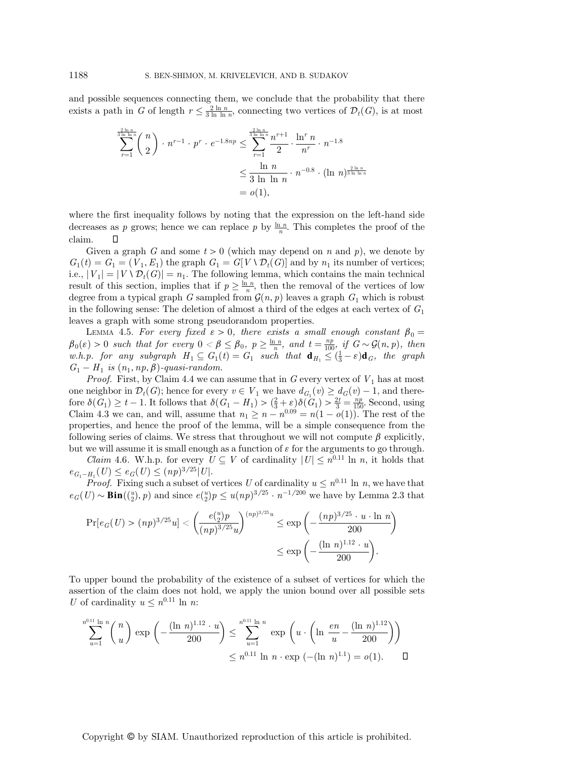and possible sequences connecting them, we conclude that the probability that there exists a path in $G$ of length $r \leq \frac{2 \ln n}{3 \ln \ln n}$, connecting two vertices of $\mathcal{D}_t(G)$, is at most

$$\sum_{r=1}^{\frac{2 \ln n}{3 \ln \ln n}} \binom{n}{2} \cdot n^{r-1} \cdot p^r \cdot e^{-1.8np} \leq \sum_{r=1}^{\frac{2 \ln n}{3 \ln \ln n}} \frac{n^{r+1}}{2} \cdot \frac{\ln^r n}{n^r} \cdot n^{-1.8}$$
$$\leq \frac{\ln n}{3 \ln \ln n} \cdot n^{-0.8} \cdot (\ln n)^{\frac{2 \ln n}{3 \ln \ln n}}$$
$$= o(1),$$

where the first inequality follows by noting that the expression on the left-hand side decreases as $p$ grows; hence we can replace $p$ by $\frac{\ln n}{n}$. This completes the proof of the claim. $\square$

Given a graph $G$ and some $t > 0$ (which may depend on $n$ and $p$), we denote by $G_1(t) = G_1 = (V_1, E_1)$ the graph $G_1 = G[V \setminus \mathcal{D}_t(G)]$ and by $n_1$ its number of vertices; i.e., $|V_1| = |V \setminus \mathcal{D}_t(G)| = n_1$. The following lemma, which contains the main technical result of this section, implies that if $p \geq \frac{\ln n}{n}$, then the removal of the vertices of low degree from a typical graph $G$ sampled from $\mathcal{G}(n, p)$ leaves a graph $G_1$ which is robust in the following sense: The deletion of almost a third of the edges at each vertex of $G_1$ leaves a graph with some strong pseudorandom properties.

Lemma 4.5. *For every fixed $\varepsilon > 0$, there exists a small enough constant $\beta_0 = \beta_0(\varepsilon) > 0$ such that for every $0 < \beta \leq \beta_0$, $p \geq \frac{\ln n}{n}$, and $t = \frac{np}{100}$, if $G \sim \mathcal{G}(n,p)$, then w.h.p. for any subgraph $H_1 \subseteq G_1(t) = G_1$ such that $\mathbf{d}_{H_1} \leq (\frac{1}{3} - \varepsilon)\mathbf{d}_G$, the graph $G_1 - H_1$ is $(n_1, np, \beta)$-quasi-random.*

*Proof.* First, by Claim 4.4 we can assume that in $G$ every vertex of $V_1$ has at most one neighbor in $\mathcal{D}_t(G)$; hence for every $v \in V_1$ we have $d_{G_1}(v) \geq d_G(v) - 1$, and therefore $\delta(G_1) \geq t - 1$. It follows that $\delta(G_1 - H_1) > (\frac{2}{3} + \varepsilon)\delta(G_1) > \frac{2t}{3} = \frac{np}{150}$. Second, using Claim 4.3 we can, and will, assume that $n_1 \geq n - n^{0.09} = n(1 - o(1))$. The rest of the properties, and hence the proof of the lemma, will be a simple consequence from the following series of claims. We stress that throughout we will not compute $\beta$ explicitly, but we will assume it is small enough as a function of $\varepsilon$ for the arguments to go through.

*Claim* 4.6. W.h.p. for every $U \subseteq V$ of cardinality $|U| \leq n^{0.11} \ln n$, it holds that $e_{G_1 - H_1}(U) \leq e_G(U) \leq (np)^{3/25}|U|$.

*Proof.* Fixing such a subset of vertices $U$ of cardinality $u \leq n^{0.11} \ln n$, we have that $e_G(U) \sim \mathbf{Bin}(\binom{u}{2}, p)$ and since $e\binom{u}{2}p \leq u(np)^{3/25} \cdot n^{-1/200}$ we have by Lemma 2.3 that

$$\Pr[e_G(U) > (np)^{3/25}u] < \left(\frac{e\binom{u}{2}p}{(np)^{3/25}u}\right)^{(np)^{3/25}u} \leq \exp\left(-\frac{(np)^{3/25} \cdot u \cdot \ln n}{200}\right)$$
$$\leq \exp\left(-\frac{(\ln n)^{1.12} \cdot u}{200}\right).$$

To upper bound the probability of the existence of a subset of vertices for which the assertion of the claim does not hold, we apply the union bound over all possible sets $U$ of cardinality $u \leq n^{0.11} \ln n$:

$$\sum_{u=1}^{n^{0.11} \ln n} \binom{n}{u} \exp\left(-\frac{(\ln n)^{1.12} \cdot u}{200}\right) \leq \sum_{u=1}^{n^{0.11} \ln n} \exp\left(u \cdot \left(\ln \frac{en}{u} - \frac{(\ln n)^{1.12}}{200}\right)\right)$$
$$\leq n^{0.11} \ln n \cdot \exp\left(-(\ln n)^{1.1}\right) = o(1). \quad \square$$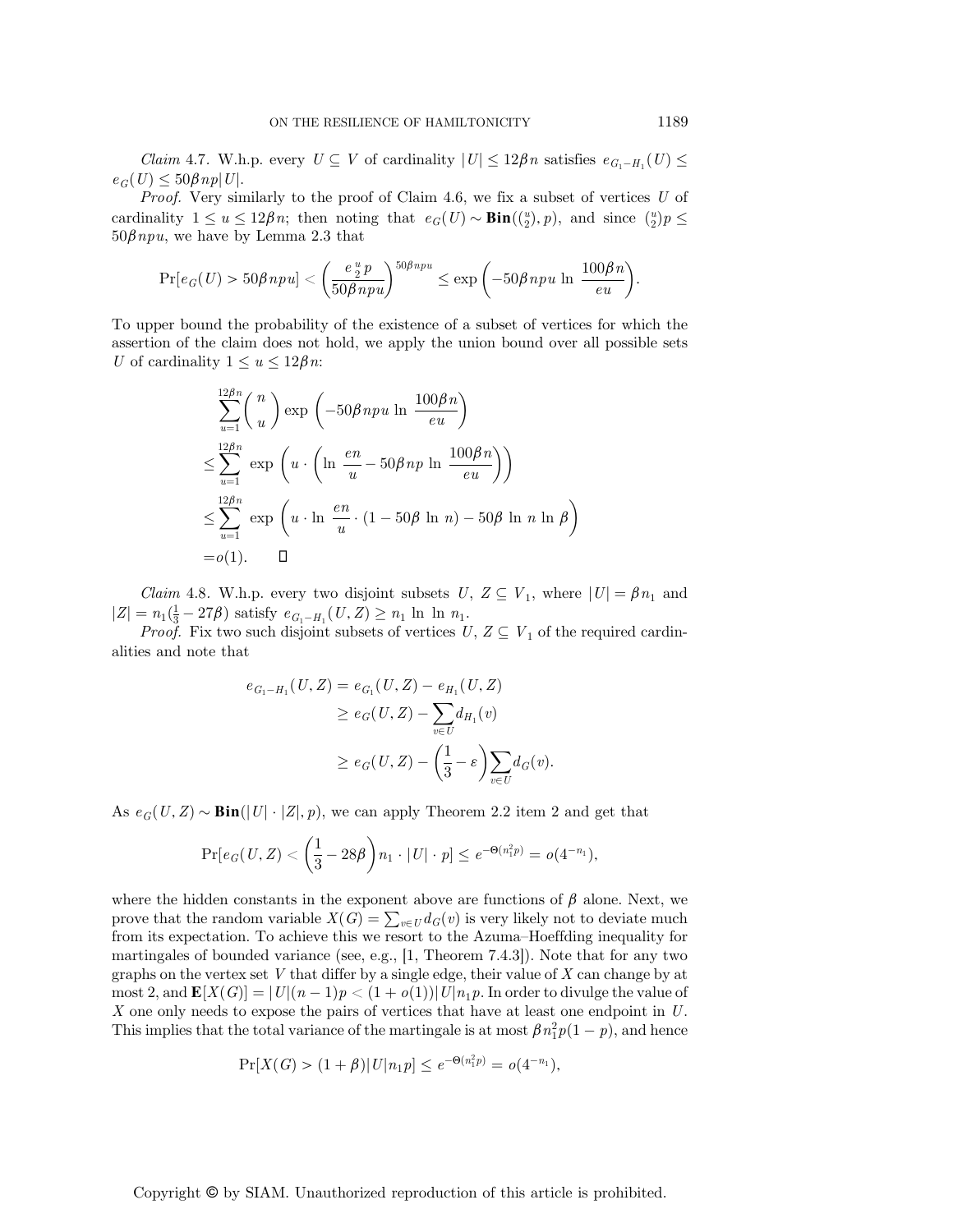*Claim* 4.7. W.h.p. every $U \subseteq V$ of cardinality $|U| \leq 12\beta n$ satisfies $e_{G_1 - H_1}(U) \leq e_G(U) \leq 50\beta np|U|$.

*Proof.* Very similarly to the proof of Claim 4.6, we fix a subset of vertices $U$ of cardinality $1 \leq u \leq 12\beta n$; then noting that $e_G(U) \sim \mathbf{Bin}(\binom{u}{2}, p)$, and since $\binom{u}{2}p \leq 50\beta npu$, we have by Lemma 2.3 that

$$\Pr[e_G(U) > 50\beta npu] < \left(\frac{e\binom{u}{2}p}{50\beta npu}\right)^{50\beta npu} \leq \exp\left(-50\beta npu \ln \frac{100\beta n}{eu}\right).$$

To upper bound the probability of the existence of a subset of vertices for which the assertion of the claim does not hold, we apply the union bound over all possible sets $U$ of cardinality $1 \leq u \leq 12\beta n$:

$$\begin{aligned}
&\sum_{u=1}^{12\beta n}\binom{n}{u}\exp\left(-50\beta npu \ln \frac{100\beta n}{eu}\right)\\
\leq &\sum_{u=1}^{12\beta n} \exp\left(u \cdot \left(\ln \frac{en}{u} - 50\beta np \ln \frac{100\beta n}{eu}\right)\right)\\
\leq &\sum_{u=1}^{12\beta n} \exp\left(u \cdot \ln \frac{en}{u} \cdot (1 - 50\beta \ln n) - 50\beta \ln n \ln \beta\right)\\
= &\, o(1). \qquad \square
\end{aligned}$$

*Claim* 4.8. W.h.p. every two disjoint subsets $U, Z \subseteq V_1$, where $|U| = \beta n_1$ and $|Z| = n_1(\frac{1}{3} - 27\beta)$ satisfy $e_{G_1-H_1}(U, Z) \geq n_1 \ln \ln n_1$.

*Proof.* Fix two such disjoint subsets of vertices $U, Z \subseteq V_1$ of the required cardinalities and note that

$$\begin{aligned}
e_{G_1-H_1}(U, Z) &= e_{G_1}(U, Z) - e_{H_1}(U, Z)\\
&\geq e_G(U, Z) - \sum_{v \in U} d_{H_1}(v)\\
&\geq e_G(U, Z) - \left(\frac{1}{3} - \varepsilon\right)\sum_{v \in U} d_G(v).
\end{aligned}$$

As $e_G(U, Z) \sim \mathbf{Bin}(|U| \cdot |Z|, p)$, we can apply Theorem 2.2 item 2 and get that

$$\Pr[e_G(U, Z) < \left(\frac{1}{3} - 28\beta\right)n_1 \cdot |U| \cdot p] \leq e^{-\Theta(n_1^2 p)} = o(4^{-n_1}),$$

where the hidden constants in the exponent above are functions of $\beta$ alone. Next, we prove that the random variable $X(G) = \sum_{v \in U} d_G(v)$ is very likely not to deviate much from its expectation. To achieve this we resort to the Azuma–Hoeffding inequality for martingales of bounded variance (see, e.g., [1, Theorem 7.4.3]). Note that for any two graphs on the vertex set $V$ that differ by a single edge, their value of $X$ can change by at most 2, and $\mathbf{E}[X(G)] = |U|(n-1)p < (1 + o(1))|U|n_1 p$. In order to divulge the value of $X$ one only needs to expose the pairs of vertices that have at least one endpoint in $U$. This implies that the total variance of the martingale is at most $\beta n_1^2 p(1-p)$, and hence

$$\Pr[X(G) > (1 + \beta)|U|n_1 p] \leq e^{-\Theta(n_1^2 p)} = o(4^{-n_1}),$$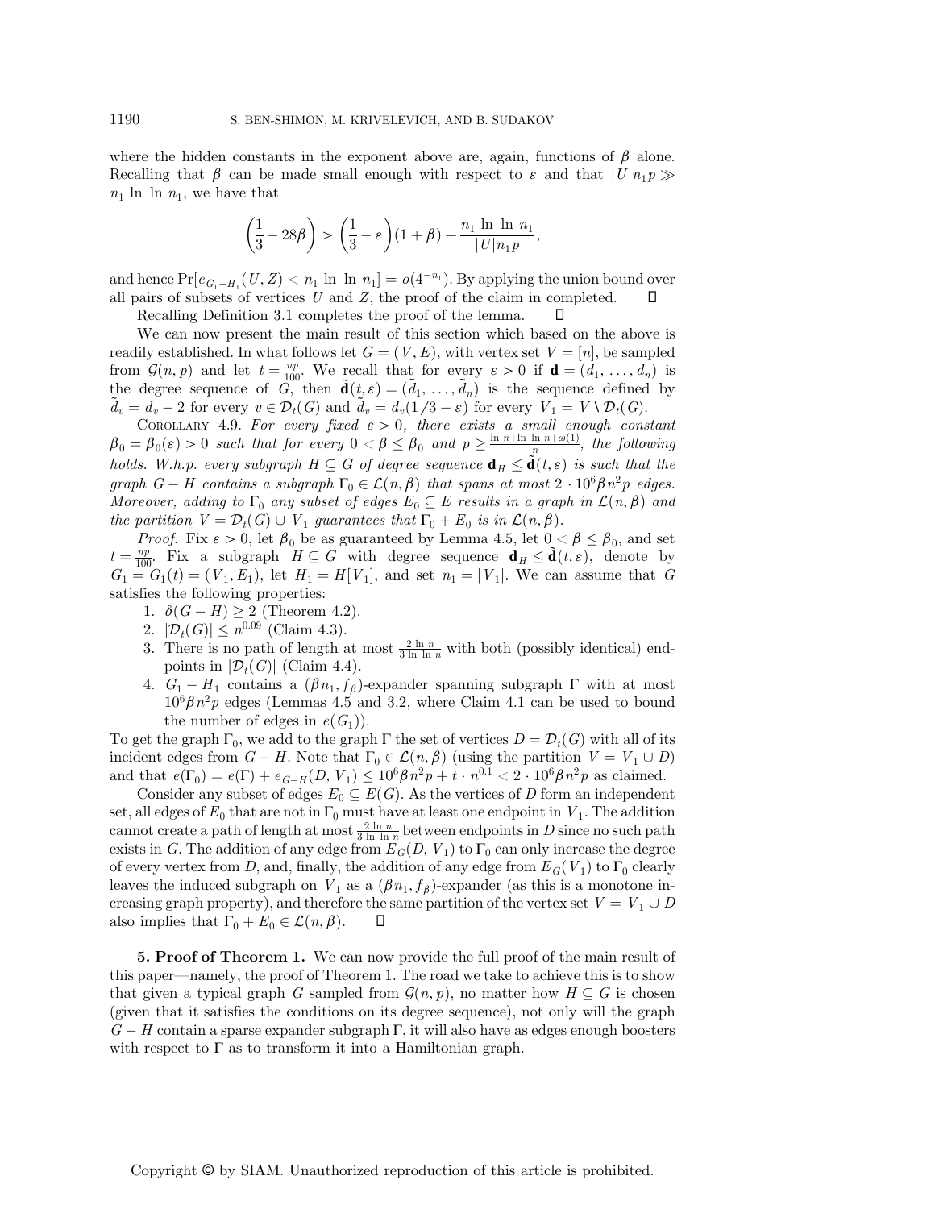where the hidden constants in the exponent above are, again, functions of $\beta$ alone. Recalling that $\beta$ can be made small enough with respect to $\varepsilon$ and that $|U|n_1p \gg n_1 \ln \ln n_1$, we have that

$$\left(\frac{1}{3} - 28\beta\right) > \left(\frac{1}{3} - \varepsilon\right)(1+\beta) + \frac{n_1 \ln \ln n_1}{|U|n_1p},$$

and hence $\Pr[e_{G_1-H_1}(U,Z) < n_1 \ln \ln n_1] = o(4^{-n_1})$. By applying the union bound over all pairs of subsets of vertices $U$ and $Z$, the proof of the claim in completed. □

Recalling Definition 3.1 completes the proof of the lemma. □

We can now present the main result of this section which based on the above is readily established. In what follows let $G = (V, E)$, with vertex set $V = [n]$, be sampled from $\mathcal{G}(n, p)$ and let $t = \frac{np}{100}$. We recall that for every $\varepsilon > 0$ if $\mathbf{d} = (d_1, \ldots, d_n)$ is the degree sequence of $G$, then $\tilde{\mathbf{d}}(t, \varepsilon) = (\tilde{d}_1, \ldots, \tilde{d}_n)$ is the sequence defined by $\tilde{d}_v = d_v - 2$ for every $v \in \mathcal{D}_t(G)$ and $\tilde{d}_v = d_v(1/3 - \varepsilon)$ for every $V_1 = V \setminus \mathcal{D}_t(G)$.

Corollary 4.9. *For every fixed $\varepsilon > 0$, there exists a small enough constant $\beta_0 = \beta_0(\varepsilon) > 0$ such that for every $0 < \beta \leq \beta_0$ and $p \geq \frac{\ln n + \ln \ln n + \omega(1)}{n}$, the following holds. W.h.p. every subgraph $H \subseteq G$ of degree sequence $\mathbf{d}_H \leq \tilde{\mathbf{d}}(t, \varepsilon)$ is such that the graph $G - H$ contains a subgraph $\Gamma_0 \in \mathcal{L}(n, \beta)$ that spans at most $2 \cdot 10^6 \beta n^2 p$ edges. Moreover, adding to $\Gamma_0$ any subset of edges $E_0 \subseteq E$ results in a graph in $\mathcal{L}(n, \beta)$ and the partition $V = \mathcal{D}_t(G) \cup V_1$ guarantees that $\Gamma_0 + E_0$ is in $\mathcal{L}(n, \beta)$.*

*Proof.* Fix $\varepsilon > 0$, let $\beta_0$ be as guaranteed by Lemma 4.5, let $0 < \beta \leq \beta_0$, and set $t = \frac{np}{100}$. Fix a subgraph $H \subseteq G$ with degree sequence $\mathbf{d}_H \leq \tilde{\mathbf{d}}(t, \varepsilon)$, denote by $G_1 = G_1(t) = (V_1, E_1)$, let $H_1 = H[V_1]$, and set $n_1 = |V_1|$. We can assume that $G$ satisfies the following properties:

1. $\delta(G - H) \geq 2$ (Theorem 4.2).
2. $|\mathcal{D}_t(G)| \leq n^{0.09}$ (Claim 4.3).
3. There is no path of length at most $\frac{2 \ln n}{3 \ln \ln n}$ with both (possibly identical) endpoints in $|\mathcal{D}_t(G)|$ (Claim 4.4).
4. $G_1 - H_1$ contains a $(\beta n_1, f_\beta)$-expander spanning subgraph $\Gamma$ with at most $10^6 \beta n^2 p$ edges (Lemmas 4.5 and 3.2, where Claim 4.1 can be used to bound the number of edges in $e(G_1)$).

To get the graph $\Gamma_0$, we add to the graph $\Gamma$ the set of vertices $D = \mathcal{D}_t(G)$ with all of its incident edges from $G - H$. Note that $\Gamma_0 \in \mathcal{L}(n, \beta)$ (using the partition $V = V_1 \cup D$) and that $e(\Gamma_0) = e(\Gamma) + e_{G-H}(D, V_1) \leq 10^6 \beta n^2 p + t \cdot n^{0.1} < 2 \cdot 10^6 \beta n^2 p$ as claimed.

Consider any subset of edges $E_0 \subseteq E(G)$. As the vertices of $D$ form an independent set, all edges of $E_0$ that are not in $\Gamma_0$ must have at least one endpoint in $V_1$. The addition cannot create a path of length at most $\frac{2 \ln n}{3 \ln \ln n}$ between endpoints in $D$ since no such path exists in $G$. The addition of any edge from $E_G(D, V_1)$ to $\Gamma_0$ can only increase the degree of every vertex from $D$, and, finally, the addition of any edge from $E_G(V_1)$ to $\Gamma_0$ clearly leaves the induced subgraph on $V_1$ as a $(\beta n_1, f_\beta)$-expander (as this is a monotone increasing graph property), and therefore the same partition of the vertex set $V = V_1 \cup D$ also implies that $\Gamma_0 + E_0 \in \mathcal{L}(n, \beta)$. □

**5. Proof of Theorem 1.** We can now provide the full proof of the main result of this paper—namely, the proof of Theorem 1. The road we take to achieve this is to show that given a typical graph $G$ sampled from $\mathcal{G}(n, p)$, no matter how $H \subseteq G$ is chosen (given that it satisfies the conditions on its degree sequence), not only will the graph $G - H$ contain a sparse expander subgraph $\Gamma$, it will also have as edges enough boosters with respect to $\Gamma$ as to transform it into a Hamiltonian graph.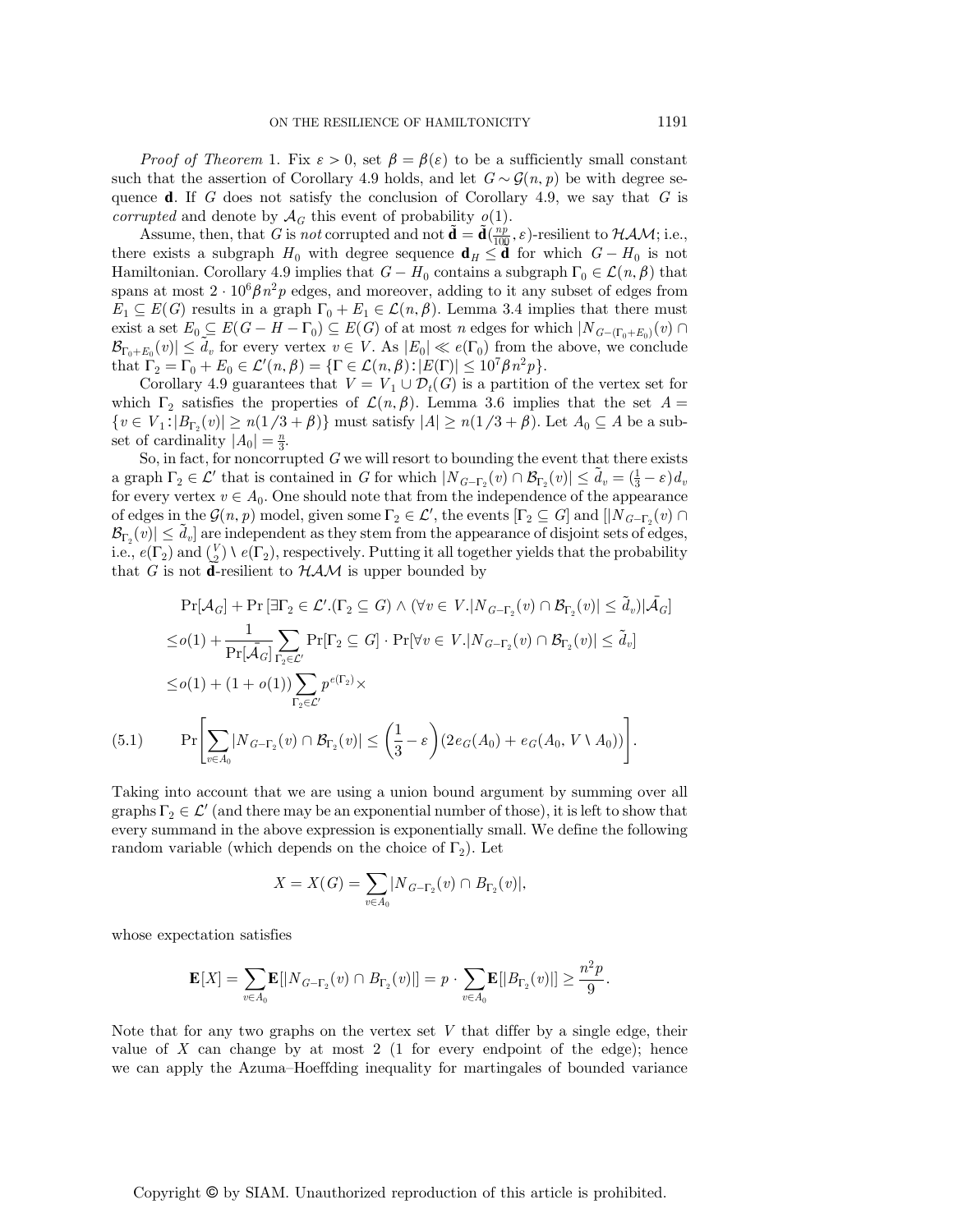*Proof of Theorem* 1. Fix $\varepsilon > 0$, set $\beta = \beta(\varepsilon)$ to be a sufficiently small constant such that the assertion of Corollary 4.9 holds, and let $G \sim \mathcal{G}(n,p)$ be with degree sequence $\mathbf{d}$. If $G$ does not satisfy the conclusion of Corollary 4.9, we say that $G$ is *corrupted* and denote by $\mathcal{A}_G$ this event of probability $o(1)$.

Assume, then, that $G$ is *not* corrupted and not $\tilde{\mathbf{d}} = \tilde{\mathbf{d}}(\frac{np}{100}, \varepsilon)$-resilient to $\mathcal{HAM}$; i.e., there exists a subgraph $H_0$ with degree sequence $\mathbf{d}_H \leq \tilde{\mathbf{d}}$ for which $G - H_0$ is not Hamiltonian. Corollary 4.9 implies that $G - H_0$ contains a subgraph $\Gamma_0 \in \mathcal{L}(n,\beta)$ that spans at most $2 \cdot 10^6 \beta n^2 p$ edges, and moreover, adding to it any subset of edges from $E_1 \subseteq E(G)$ results in a graph $\Gamma_0 + E_1 \in \mathcal{L}(n,\beta)$. Lemma 3.4 implies that there must exist a set $E_0 \subseteq E(G - H - \Gamma_0) \subseteq E(G)$ of at most $n$ edges for which $|N_{G-(\Gamma_0+E_0)}(v) \cap \mathcal{B}_{\Gamma_0+E_0}(v)| \leq \tilde{d}_v$ for every vertex $v \in V$. As $|E_0| \ll e(\Gamma_0)$ from the above, we conclude that $\Gamma_2 = \Gamma_0 + E_0 \in \mathcal{L}'(n,\beta) = \{\Gamma \in \mathcal{L}(n,\beta) : |E(\Gamma)| \leq 10^7 \beta n^2 p\}$.

Corollary 4.9 guarantees that $V = V_1 \cup \mathcal{D}_t(G)$ is a partition of the vertex set for which $\Gamma_2$ satisfies the properties of $\mathcal{L}(n,\beta)$. Lemma 3.6 implies that the set $A = \{v \in V_1 : |B_{\Gamma_2}(v)| \geq n(1/3 + \beta)\}$ must satisfy $|A| \geq n(1/3 + \beta)$. Let $A_0 \subseteq A$ be a subset of cardinality $|A_0| = \frac{n}{3}$.

So, in fact, for noncorrupted $G$ we will resort to bounding the event that there exists a graph $\Gamma_2 \in \mathcal{L}'$ that is contained in $G$ for which $|N_{G-\Gamma_2}(v) \cap \mathcal{B}_{\Gamma_2}(v)| \leq \tilde{d}_v = (\frac{1}{3} - \varepsilon) d_v$ for every vertex $v \in A_0$. One should note that from the independence of the appearance of edges in the $\mathcal{G}(n,p)$ model, given some $\Gamma_2 \in \mathcal{L}'$, the events $[\Gamma_2 \subseteq G]$ and $[|N_{G-\Gamma_2}(v) \cap \mathcal{B}_{\Gamma_2}(v)| \leq \tilde{d}_v]$ are independent as they stem from the appearance of disjoint sets of edges, i.e., $e(\Gamma_2)$ and $\binom{V}{2} \setminus e(\Gamma_2)$, respectively. Putting it all together yields that the probability that $G$ is not $\tilde{\mathbf{d}}$-resilient to $\mathcal{HAM}$ is upper bounded by

$$
\begin{aligned}
&\Pr[\mathcal{A}_G] + \Pr\left[\exists \Gamma_2 \in \mathcal{L}'.(\Gamma_2 \subseteq G) \wedge (\forall v \in V. |N_{G-\Gamma_2}(v) \cap \mathcal{B}_{\Gamma_2}(v)| \leq \tilde{d}_v) | \bar{\mathcal{A}}_G\right] \\
\leq& o(1) + \frac{1}{\Pr[\bar{\mathcal{A}}_G]} \sum_{\Gamma_2 \in \mathcal{L}'} \Pr[\Gamma_2 \subseteq G] \cdot \Pr[\forall v \in V. |N_{G-\Gamma_2}(v) \cap \mathcal{B}_{\Gamma_2}(v)| \leq \tilde{d}_v] \\
\leq& o(1) + (1 + o(1)) \sum_{\Gamma_2 \in \mathcal{L}'} p^{e(\Gamma_2)} \times \\
&\Pr\left[\sum_{v \in A_0} |N_{G-\Gamma_2}(v) \cap \mathcal{B}_{\Gamma_2}(v)| \leq \left(\frac{1}{3} - \varepsilon\right)(2e_G(A_0) + e_G(A_0, V \setminus A_0))\right]. \qquad (5.1)
\end{aligned}
$$

Taking into account that we are using a union bound argument by summing over all graphs $\Gamma_2 \in \mathcal{L}'$ (and there may be an exponential number of those), it is left to show that every summand in the above expression is exponentially small. We define the following random variable (which depends on the choice of $\Gamma_2$). Let

$$
X = X(G) = \sum_{v \in A_0} |N_{G-\Gamma_2}(v) \cap B_{\Gamma_2}(v)|,
$$

whose expectation satisfies

$$
\mathbf{E}[X] = \sum_{v \in A_0} \mathbf{E}[|N_{G-\Gamma_2}(v) \cap B_{\Gamma_2}(v)|] = p \cdot \sum_{v \in A_0} \mathbf{E}[|B_{\Gamma_2}(v)|] \geq \frac{n^2 p}{9}.
$$

Note that for any two graphs on the vertex set $V$ that differ by a single edge, their value of $X$ can change by at most 2 (1 for every endpoint of the edge); hence we can apply the Azuma–Hoeffding inequality for martingales of bounded variance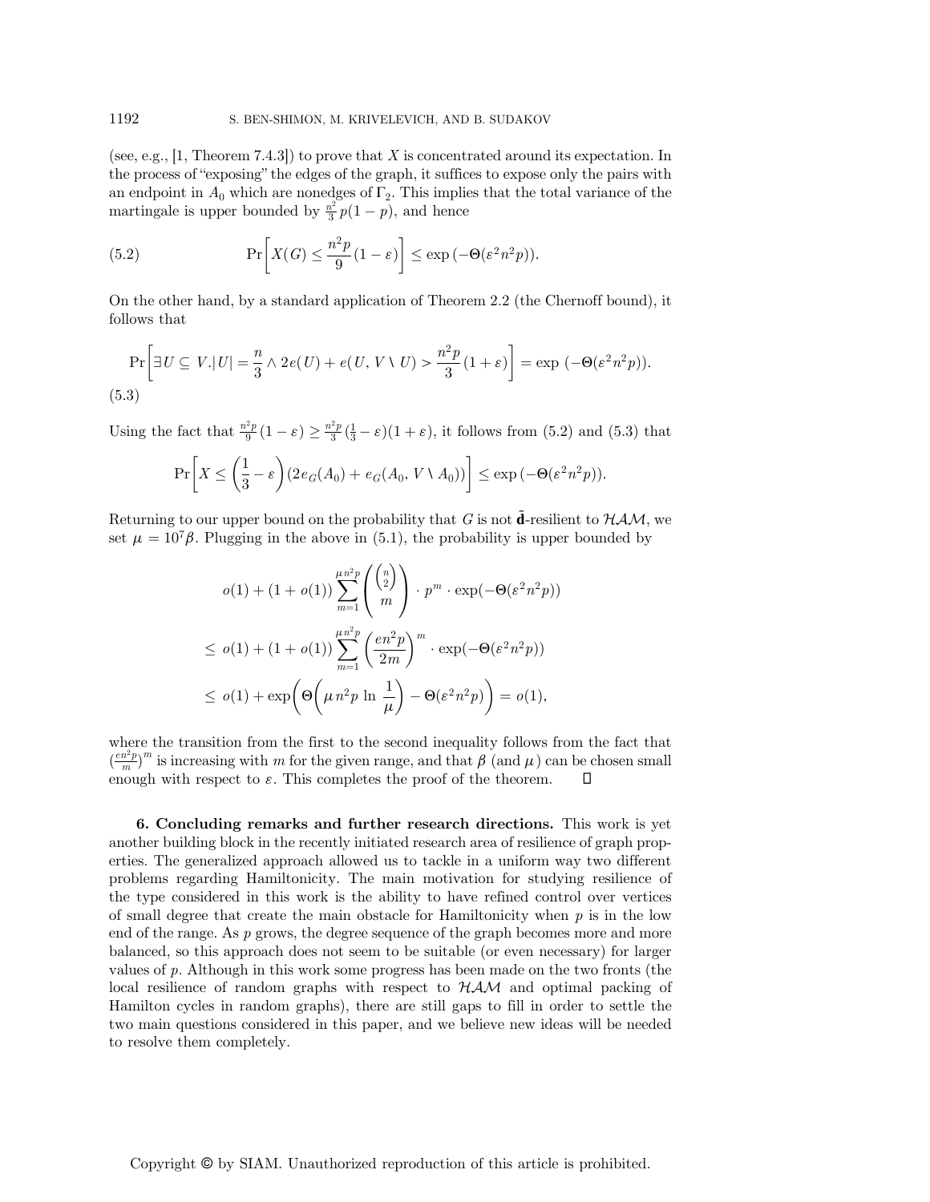(see, e.g., [1, Theorem 7.4.3]) to prove that $X$ is concentrated around its expectation. In the process of "exposing" the edges of the graph, it suffices to expose only the pairs with an endpoint in $A_0$ which are nonedges of $\Gamma_2$. This implies that the total variance of the martingale is upper bounded by $\frac{n^2}{3}p(1-p)$, and hence

$$\Pr\left[X(G) \leq \frac{n^2 p}{9}(1-\varepsilon)\right] \leq \exp\left(-\Theta(\varepsilon^2 n^2 p)\right). \tag{5.2}$$

On the other hand, by a standard application of Theorem 2.2 (the Chernoff bound), it follows that

$$\Pr\left[\exists U \subseteq V. |U| = \frac{n}{3} \wedge 2e(U) + e(U, V \setminus U) > \frac{n^2 p}{3}(1+\varepsilon)\right] = \exp\left(-\Theta(\varepsilon^2 n^2 p)\right). \tag{5.3}$$

Using the fact that $\frac{n^2 p}{9}(1-\varepsilon) \geq \frac{n^2 p}{3}(\frac{1}{3}-\varepsilon)(1+\varepsilon)$, it follows from (5.2) and (5.3) that

$$\Pr\left[X \leq \left(\frac{1}{3} - \varepsilon\right)(2e_G(A_0) + e_G(A_0, V \setminus A_0))\right] \leq \exp\left(-\Theta(\varepsilon^2 n^2 p)\right).$$

Returning to our upper bound on the probability that $G$ is not $\tilde{\mathbf{d}}$-resilient to $\mathcal{HAM}$, we set $\mu = 10^7 \beta$. Plugging in the above in (5.1), the probability is upper bounded by

$$\begin{aligned}
& o(1) + (1+o(1)) \sum_{m=1}^{\mu n^2 p} \binom{\binom{n}{2}}{m} \cdot p^m \cdot \exp(-\Theta(\varepsilon^2 n^2 p)) \\
\leq\ & o(1) + (1+o(1)) \sum_{m=1}^{\mu n^2 p} \left(\frac{en^2 p}{2m}\right)^m \cdot \exp(-\Theta(\varepsilon^2 n^2 p)) \\
\leq\ & o(1) + \exp\left(\Theta\left(\mu n^2 p \ln \frac{1}{\mu}\right) - \Theta(\varepsilon^2 n^2 p)\right) = o(1),
\end{aligned}$$

where the transition from the first to the second inequality follows from the fact that $(\frac{en^2 p}{m})^m$ is increasing with $m$ for the given range, and that $\beta$ (and $\mu$) can be chosen small enough with respect to $\varepsilon$. This completes the proof of the theorem. $\square$

**6. Concluding remarks and further research directions.** This work is yet another building block in the recently initiated research area of resilience of graph properties. The generalized approach allowed us to tackle in a uniform way two different problems regarding Hamiltonicity. The main motivation for studying resilience of the type considered in this work is the ability to have refined control over vertices of small degree that create the main obstacle for Hamiltonicity when $p$ is in the low end of the range. As $p$ grows, the degree sequence of the graph becomes more and more balanced, so this approach does not seem to be suitable (or even necessary) for larger values of $p$. Although in this work some progress has been made on the two fronts (the local resilience of random graphs with respect to $\mathcal{HAM}$ and optimal packing of Hamilton cycles in random graphs), there are still gaps to fill in order to settle the two main questions considered in this paper, and we believe new ideas will be needed to resolve them completely.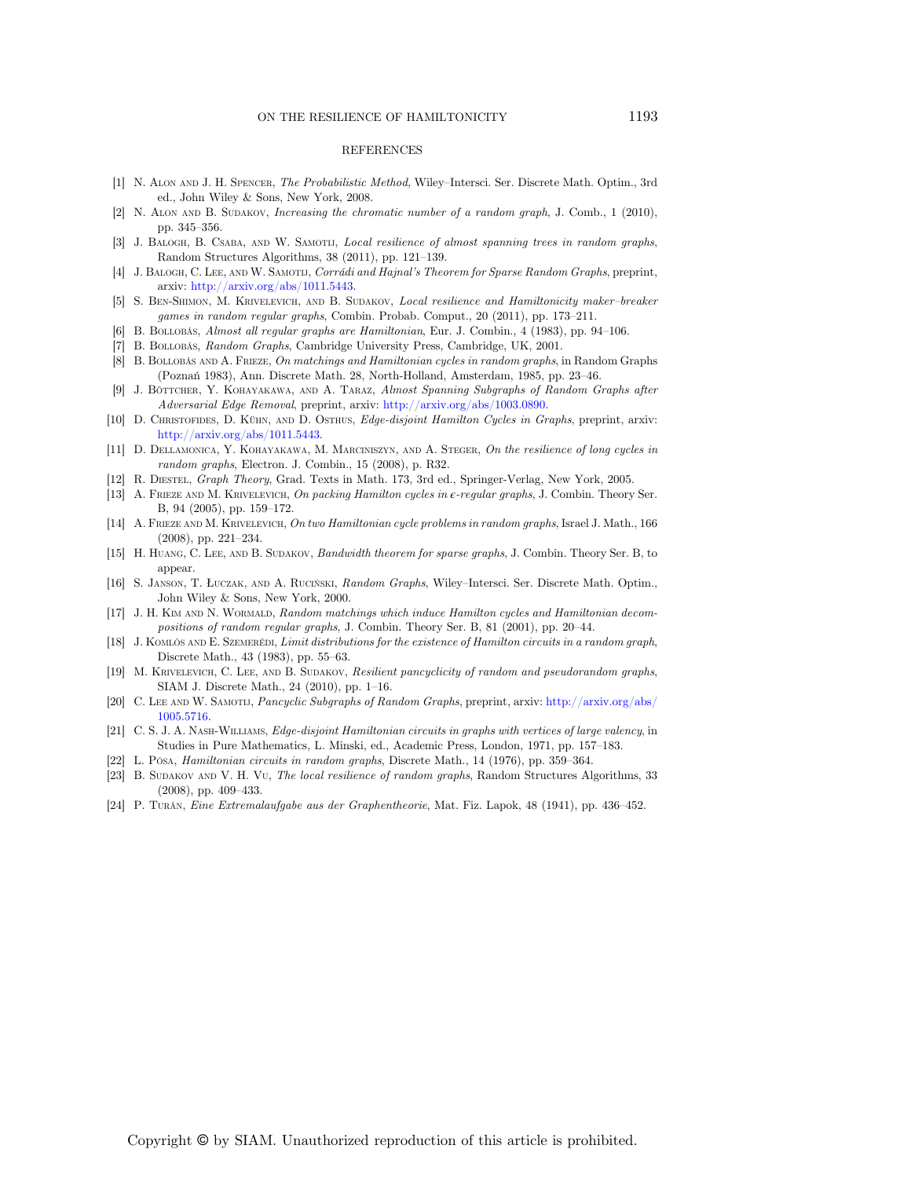## REFERENCES

[1] N. Alon and J. H. Spencer, *The Probabilistic Method*, Wiley–Intersci. Ser. Discrete Math. Optim., 3rd ed., John Wiley & Sons, New York, 2008.

[2] N. Alon and B. Sudakov, *Increasing the chromatic number of a random graph*, J. Comb., 1 (2010), pp. 345–356.

[3] J. Balogh, B. Csaba, and W. Samotij, *Local resilience of almost spanning trees in random graphs*, Random Structures Algorithms, 38 (2011), pp. 121–139.

[4] J. Balogh, C. Lee, and W. Samotij, *Corrádi and Hajnal's Theorem for Sparse Random Graphs*, preprint, arxiv: http://arxiv.org/abs/1011.5443.

[5] S. Ben-Shimon, M. Krivelevich, and B. Sudakov, *Local resilience and Hamiltonicity maker–breaker games in random regular graphs*, Combin. Probab. Comput., 20 (2011), pp. 173–211.

[6] B. Bollobás, *Almost all regular graphs are Hamiltonian*, Eur. J. Combin., 4 (1983), pp. 94–106.

[7] B. Bollobás, *Random Graphs*, Cambridge University Press, Cambridge, UK, 2001.

[8] B. Bollobás and A. Frieze, *On matchings and Hamiltonian cycles in random graphs*, in Random Graphs (Poznań 1983), Ann. Discrete Math. 28, North-Holland, Amsterdam, 1985, pp. 23–46.

[9] J. Böttcher, Y. Kohayakawa, and A. Taraz, *Almost Spanning Subgraphs of Random Graphs after Adversarial Edge Removal*, preprint, arxiv: http://arxiv.org/abs/1003.0890.

[10] D. Christofides, D. Kühn, and D. Osthus, *Edge-disjoint Hamilton Cycles in Graphs*, preprint, arxiv: http://arxiv.org/abs/1011.5443.

[11] D. Dellamonica, Y. Kohayakawa, M. Marciniszyn, and A. Steger, *On the resilience of long cycles in random graphs*, Electron. J. Combin., 15 (2008), p. R32.

[12] R. Diestel, *Graph Theory*, Grad. Texts in Math. 173, 3rd ed., Springer-Verlag, New York, 2005.

[13] A. Frieze and M. Krivelevich, *On packing Hamilton cycles in $\epsilon$-regular graphs*, J. Combin. Theory Ser. B, 94 (2005), pp. 159–172.

[14] A. Frieze and M. Krivelevich, *On two Hamiltonian cycle problems in random graphs*, Israel J. Math., 166 (2008), pp. 221–234.

[15] H. Huang, C. Lee, and B. Sudakov, *Bandwidth theorem for sparse graphs*, J. Combin. Theory Ser. B, to appear.

[16] S. Janson, T. Łuczak, and A. Ruciński, *Random Graphs*, Wiley–Intersci. Ser. Discrete Math. Optim., John Wiley & Sons, New York, 2000.

[17] J. H. Kim and N. Wormald, *Random matchings which induce Hamilton cycles and Hamiltonian decompositions of random regular graphs*, J. Combin. Theory Ser. B, 81 (2001), pp. 20–44.

[18] J. Komlós and E. Szemerédi, *Limit distributions for the existence of Hamilton circuits in a random graph*, Discrete Math., 43 (1983), pp. 55–63.

[19] M. Krivelevich, C. Lee, and B. Sudakov, *Resilient pancyclicity of random and pseudorandom graphs*, SIAM J. Discrete Math., 24 (2010), pp. 1–16.

[20] C. Lee and W. Samotij, *Pancyclic Subgraphs of Random Graphs*, preprint, arxiv: http://arxiv.org/abs/1005.5716.

[21] C. S. J. A. Nash-Williams, *Edge-disjoint Hamiltonian circuits in graphs with vertices of large valency*, in Studies in Pure Mathematics, L. Minski, ed., Academic Press, London, 1971, pp. 157–183.

[22] L. Pósa, *Hamiltonian circuits in random graphs*, Discrete Math., 14 (1976), pp. 359–364.

[23] B. Sudakov and V. H. Vu, *The local resilience of random graphs*, Random Structures Algorithms, 33 (2008), pp. 409–433.

[24] P. Turán, *Eine Extremalaufgabe aus der Graphentheorie*, Mat. Fiz. Lapok, 48 (1941), pp. 436–452.

Copyright © by SIAM. Unauthorized reproduction of this article is prohibited.